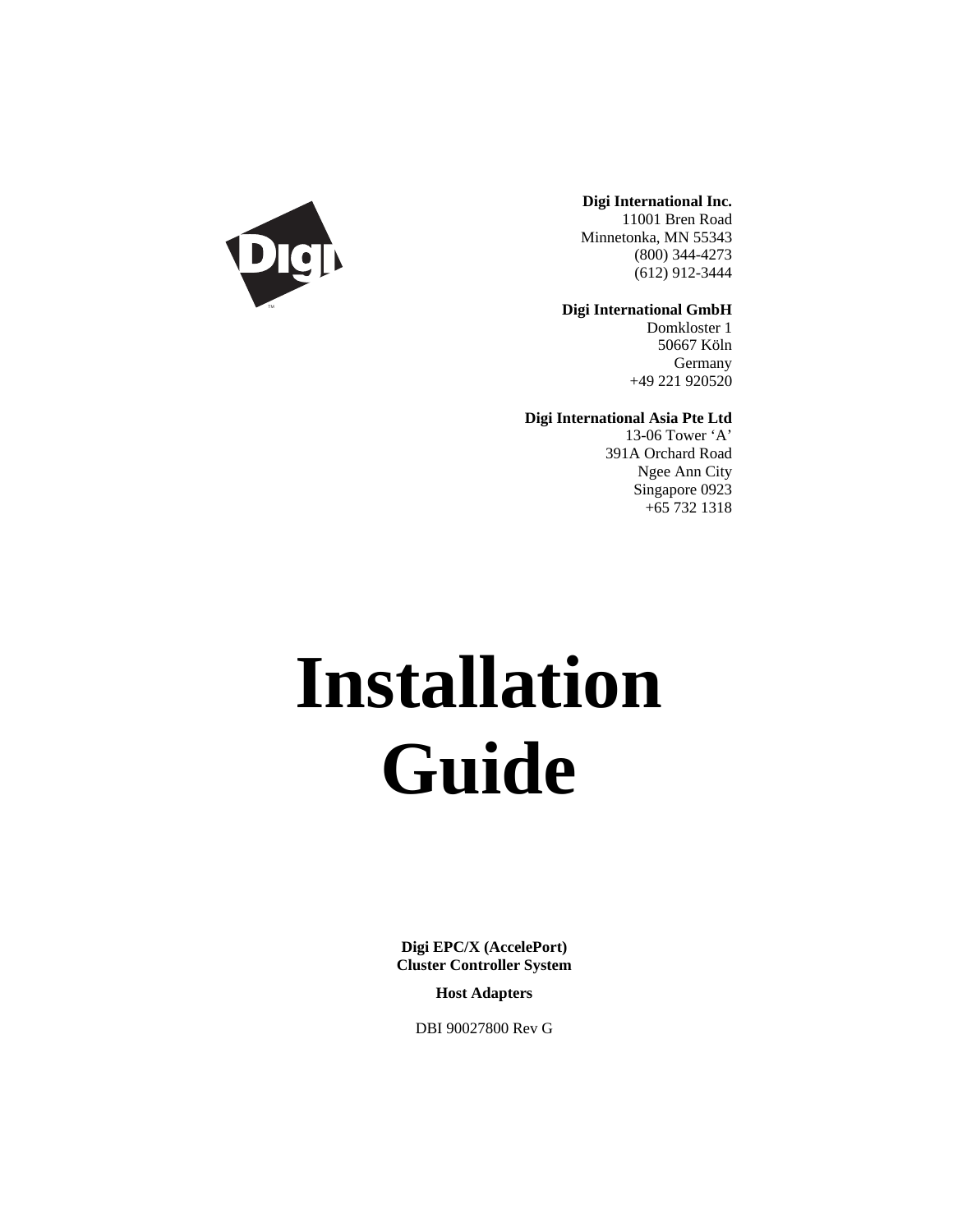**Digi International Inc.**
11001 Bren Road
Minnetonka, MN 55343
(800) 344-4273
(612) 912-3444

**Digi International GmbH**
Domkloster 1
50667 Köln
Germany
+49 221 920520

**Digi International Asia Pte Ltd**
13-06 Tower 'A'
391A Orchard Road
Ngee Ann City
Singapore 0923
+65 732 1318

# Installation Guide

**Digi EPC/X (AccelePort)**
**Cluster Controller System**

**Host Adapters**

DBI 90027800 Rev G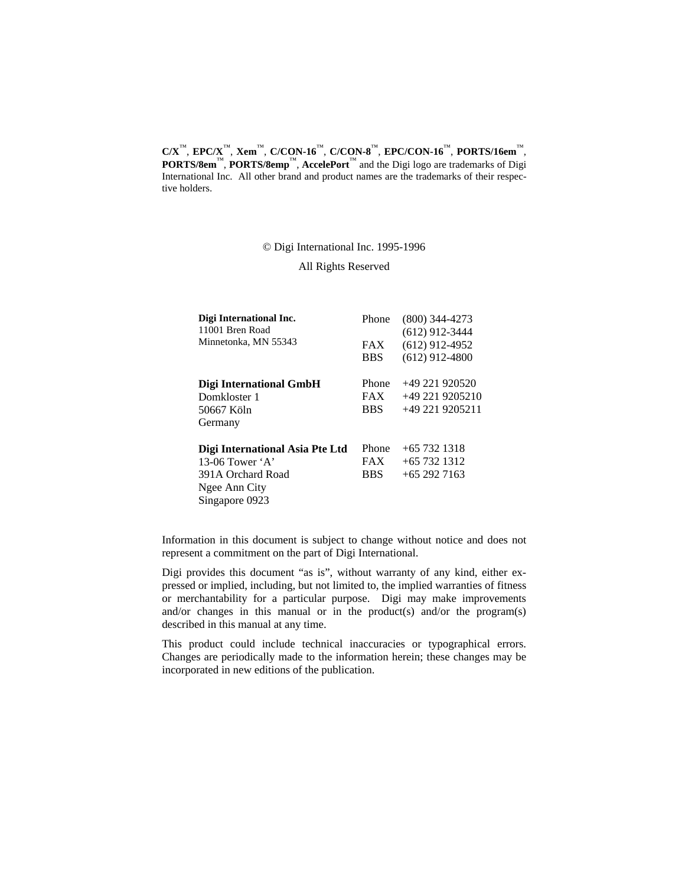**C/X**™, **EPC/X**™, **Xem**™, **C/CON-16**™, **C/CON-8**™, **EPC/CON-16**™, **PORTS/16em**™, **PORTS/8em**™, **PORTS/8emp**™, **AccelePort**™ and the Digi logo are trademarks of Digi International Inc. All other brand and product names are the trademarks of their respective holders.

© Digi International Inc. 1995-1996

All Rights Reserved

| | | |
|---|---|---|
| **Digi International Inc.** | Phone | (800) 344-4273 |
| 11001 Bren Road | | (612) 912-3444 |
| Minnetonka, MN 55343 | FAX | (612) 912-4952 |
| | BBS | (612) 912-4800 |
| **Digi International GmbH** | Phone | +49 221 920520 |
| Domkloster 1 | FAX | +49 221 9205210 |
| 50667 Köln | BBS | +49 221 9205211 |
| Germany | | |
| **Digi International Asia Pte Ltd** | Phone | +65 732 1318 |
| 13-06 Tower 'A' | FAX | +65 732 1312 |
| 391A Orchard Road | BBS | +65 292 7163 |
| Ngee Ann City | | |
| Singapore 0923 | | |

Information in this document is subject to change without notice and does not represent a commitment on the part of Digi International.

Digi provides this document "as is", without warranty of any kind, either expressed or implied, including, but not limited to, the implied warranties of fitness or merchantability for a particular purpose. Digi may make improvements and/or changes in this manual or in the product(s) and/or the program(s) described in this manual at any time.

This product could include technical inaccuracies or typographical errors. Changes are periodically made to the information herein; these changes may be incorporated in new editions of the publication.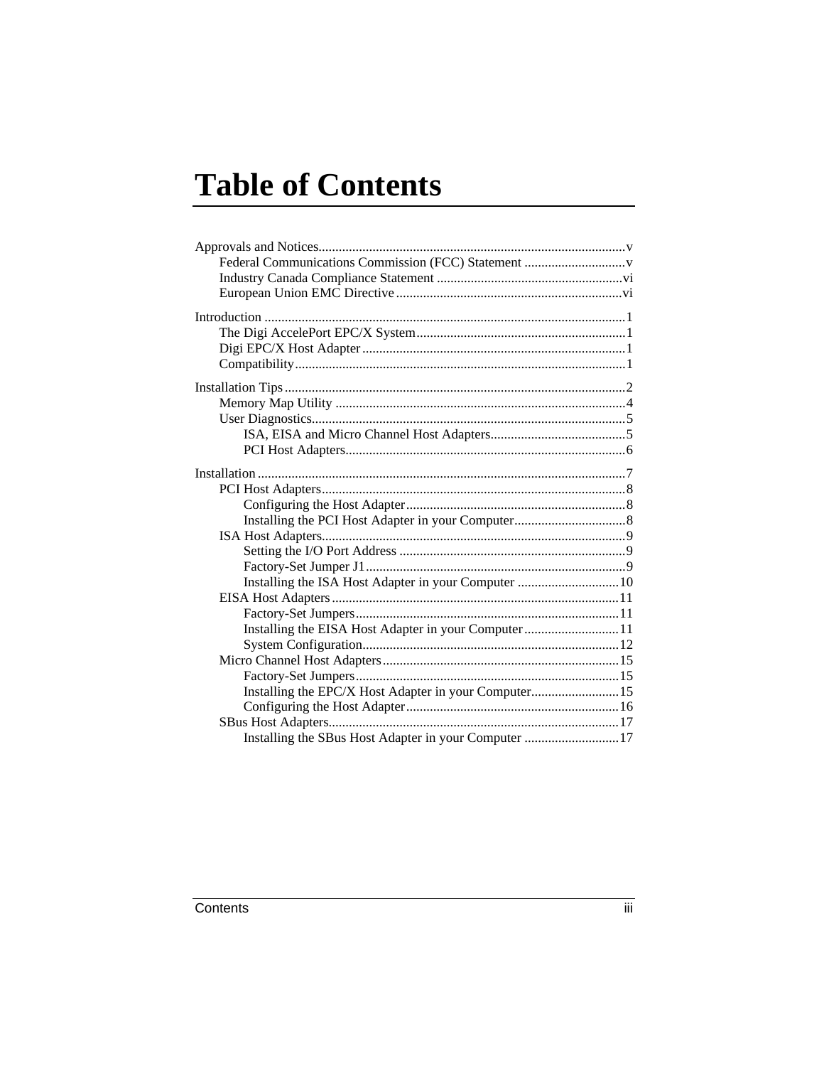# Table of Contents

Approvals and Notices........................................................................................v
- Federal Communications Commission (FCC) Statement ..............................v
- Industry Canada Compliance Statement .......................................................vi
- European Union EMC Directive ...................................................................vi

Introduction ...........................................................................................................1
- The Digi AccelePort EPC/X System..............................................................1
- Digi EPC/X Host Adapter ..............................................................................1
- Compatibility...................................................................................................1

Installation Tips......................................................................................................2
- Memory Map Utility ......................................................................................4
- User Diagnostics.............................................................................................5
  - ISA, EISA and Micro Channel Host Adapters.........................................5
  - PCI Host Adapters...................................................................................6

Installation .............................................................................................................7
- PCI Host Adapters..........................................................................................8
  - Configuring the Host Adapter.................................................................8
  - Installing the PCI Host Adapter in your Computer.................................8
- ISA Host Adapters..........................................................................................9
  - Setting the I/O Port Address ...................................................................9
  - Factory-Set Jumper J1.............................................................................9
  - Installing the ISA Host Adapter in your Computer ..............................10
- EISA Host Adapters.....................................................................................11
  - Factory-Set Jumpers..............................................................................11
  - Installing the EISA Host Adapter in your Computer............................11
  - System Configuration............................................................................12
- Micro Channel Host Adapters......................................................................15
  - Factory-Set Jumpers..............................................................................15
  - Installing the EPC/X Host Adapter in your Computer..........................15
  - Configuring the Host Adapter...............................................................16
- SBus Host Adapters......................................................................................17
  - Installing the SBus Host Adapter in your Computer ............................17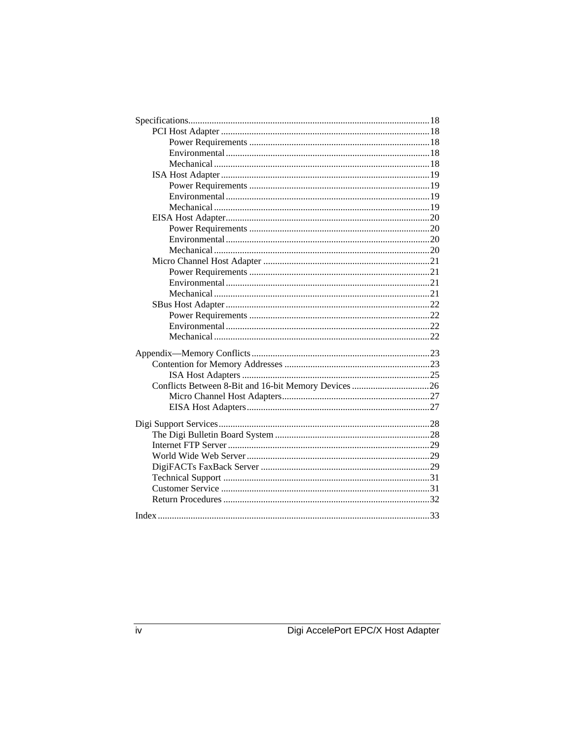Specifications....................................................................................................18
- PCI Host Adapter .......................................................................................18
  - Power Requirements ............................................................................18
  - Environmental......................................................................................18
  - Mechanical...........................................................................................18
- ISA Host Adapter........................................................................................19
  - Power Requirements ............................................................................19
  - Environmental......................................................................................19
  - Mechanical...........................................................................................19
- EISA Host Adapter......................................................................................20
  - Power Requirements ............................................................................20
  - Environmental......................................................................................20
  - Mechanical...........................................................................................20
- Micro Channel Host Adapter ......................................................................21
  - Power Requirements ............................................................................21
  - Environmental......................................................................................21
  - Mechanical...........................................................................................21
- SBus Host Adapter......................................................................................22
  - Power Requirements ............................................................................22
  - Environmental......................................................................................22
  - Mechanical...........................................................................................22

Appendix—Memory Conflicts...........................................................................23
- Contention for Memory Addresses .............................................................23
  - ISA Host Adapters ...............................................................................25
- Conflicts Between 8-Bit and 16-bit Memory Devices .................................26
  - Micro Channel Host Adapters..............................................................27
  - EISA Host Adapters.............................................................................27

Digi Support Services.........................................................................................28
- The Digi Bulletin Board System .................................................................28
- Internet FTP Server.....................................................................................29
- World Wide Web Server.............................................................................29
- DigiFACTs FaxBack Server ........................................................................29
- Technical Support .......................................................................................31
- Customer Service ........................................................................................31
- Return Procedures .......................................................................................32

Index...................................................................................................................33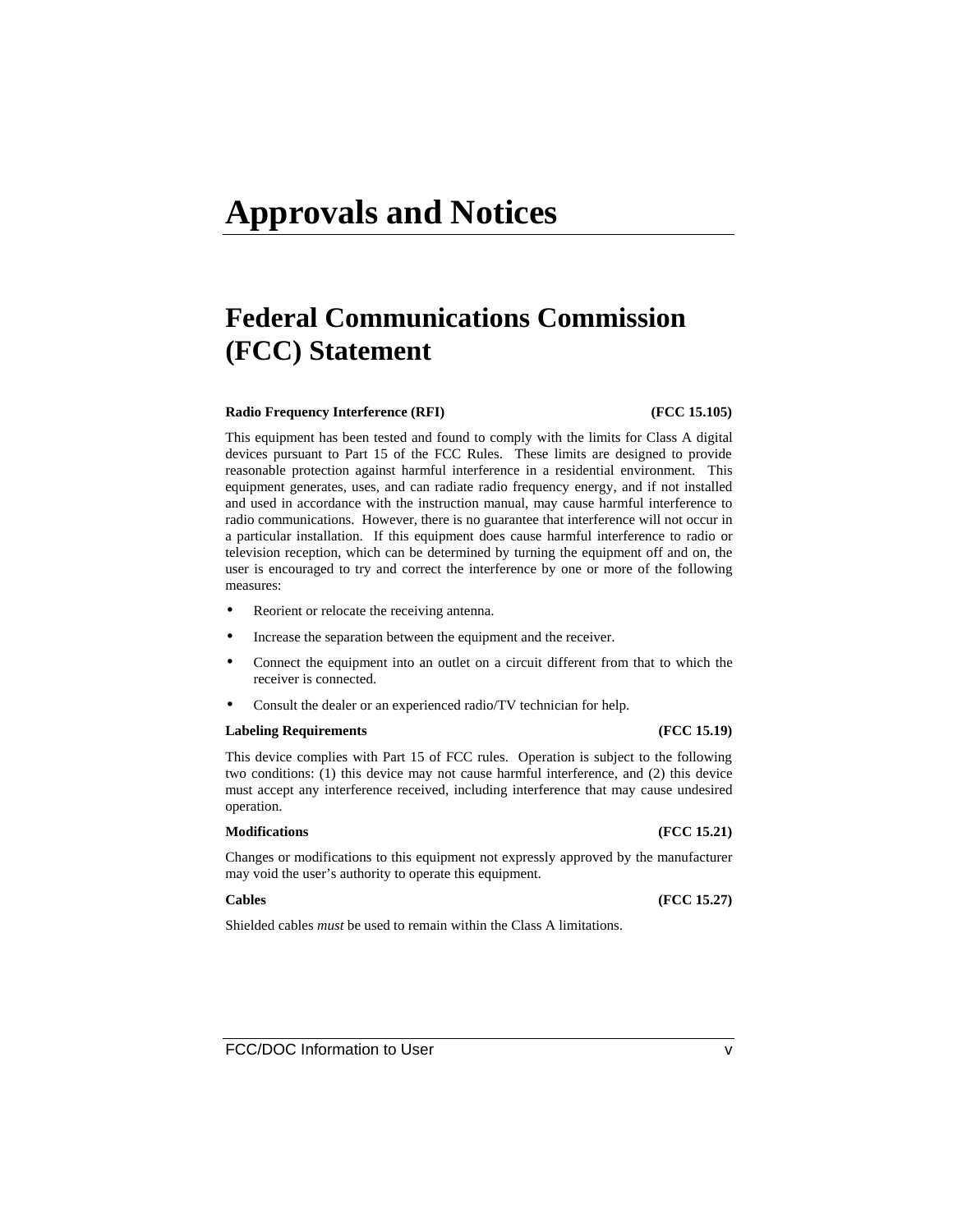# Approvals and Notices

## Federal Communications Commission (FCC) Statement

**Radio Frequency Interference (RFI) (FCC 15.105)**

This equipment has been tested and found to comply with the limits for Class A digital devices pursuant to Part 15 of the FCC Rules. These limits are designed to provide reasonable protection against harmful interference in a residential environment. This equipment generates, uses, and can radiate radio frequency energy, and if not installed and used in accordance with the instruction manual, may cause harmful interference to radio communications. However, there is no guarantee that interference will not occur in a particular installation. If this equipment does cause harmful interference to radio or television reception, which can be determined by turning the equipment off and on, the user is encouraged to try and correct the interference by one or more of the following measures:

- Reorient or relocate the receiving antenna.
- Increase the separation between the equipment and the receiver.
- Connect the equipment into an outlet on a circuit different from that to which the receiver is connected.
- Consult the dealer or an experienced radio/TV technician for help.

**Labeling Requirements (FCC 15.19)**

This device complies with Part 15 of FCC rules. Operation is subject to the following two conditions: (1) this device may not cause harmful interference, and (2) this device must accept any interference received, including interference that may cause undesired operation.

**Modifications (FCC 15.21)**

Changes or modifications to this equipment not expressly approved by the manufacturer may void the user's authority to operate this equipment.

**Cables (FCC 15.27)**

Shielded cables *must* be used to remain within the Class A limitations.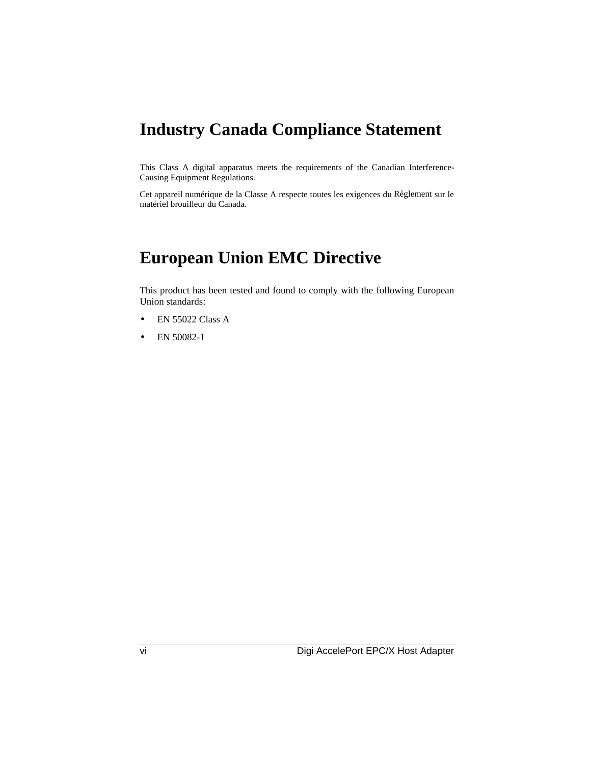# Industry Canada Compliance Statement

This Class A digital apparatus meets the requirements of the Canadian Interference-Causing Equipment Regulations.

Cet appareil numérique de la Classe A respecte toutes les exigences du Règlement sur le matériel brouilleur du Canada.

# European Union EMC Directive

This product has been tested and found to comply with the following European Union standards:

- EN 55022 Class A
- EN 50082-1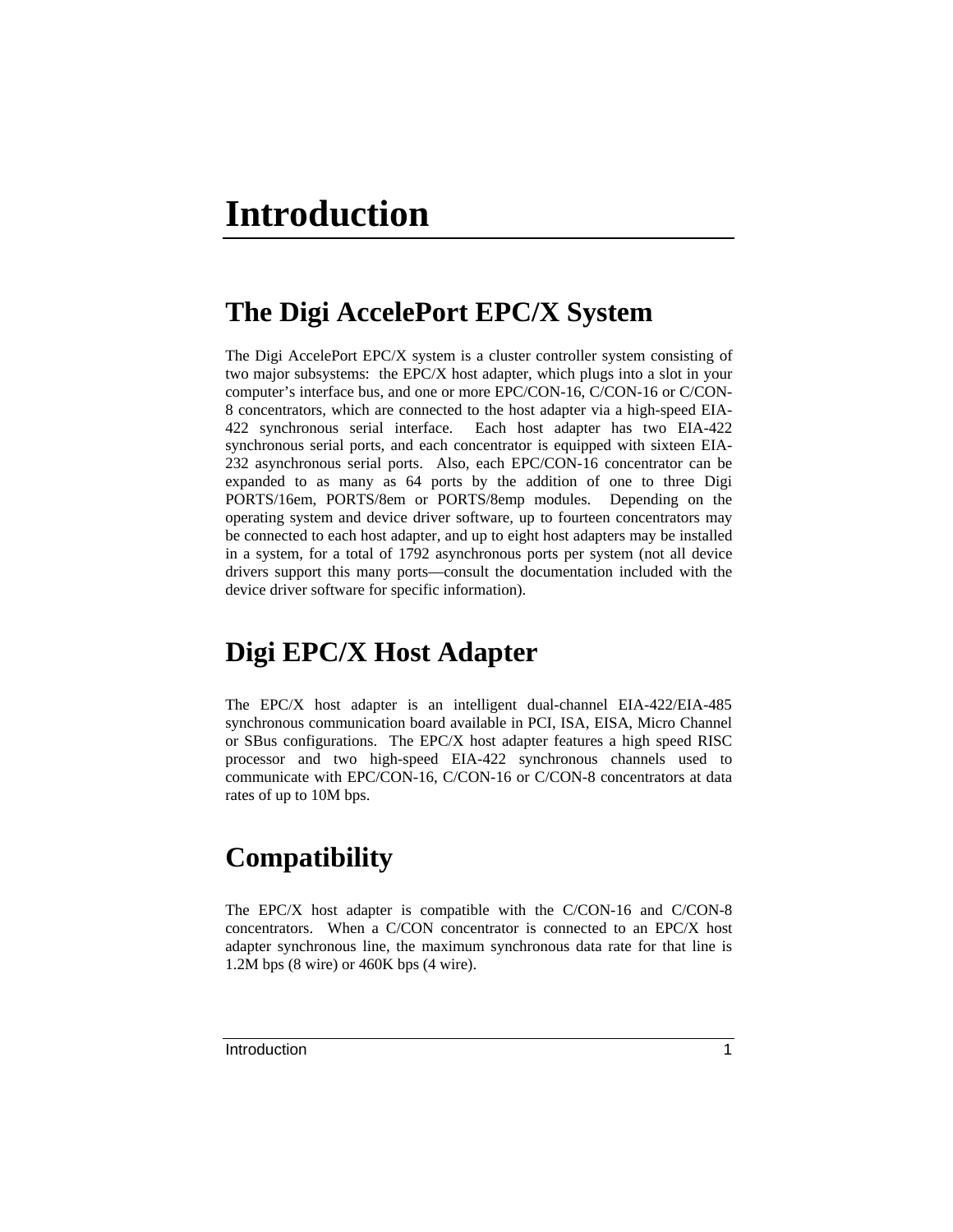# Introduction

## The Digi AccelePort EPC/X System

The Digi AccelePort EPC/X system is a cluster controller system consisting of two major subsystems: the EPC/X host adapter, which plugs into a slot in your computer's interface bus, and one or more EPC/CON-16, C/CON-16 or C/CON-8 concentrators, which are connected to the host adapter via a high-speed EIA-422 synchronous serial interface. Each host adapter has two EIA-422 synchronous serial ports, and each concentrator is equipped with sixteen EIA-232 asynchronous serial ports. Also, each EPC/CON-16 concentrator can be expanded to as many as 64 ports by the addition of one to three Digi PORTS/16em, PORTS/8em or PORTS/8emp modules. Depending on the operating system and device driver software, up to fourteen concentrators may be connected to each host adapter, and up to eight host adapters may be installed in a system, for a total of 1792 asynchronous ports per system (not all device drivers support this many ports—consult the documentation included with the device driver software for specific information).

## Digi EPC/X Host Adapter

The EPC/X host adapter is an intelligent dual-channel EIA-422/EIA-485 synchronous communication board available in PCI, ISA, EISA, Micro Channel or SBus configurations. The EPC/X host adapter features a high speed RISC processor and two high-speed EIA-422 synchronous channels used to communicate with EPC/CON-16, C/CON-16 or C/CON-8 concentrators at data rates of up to 10M bps.

## Compatibility

The EPC/X host adapter is compatible with the C/CON-16 and C/CON-8 concentrators. When a C/CON concentrator is connected to an EPC/X host adapter synchronous line, the maximum synchronous data rate for that line is 1.2M bps (8 wire) or 460K bps (4 wire).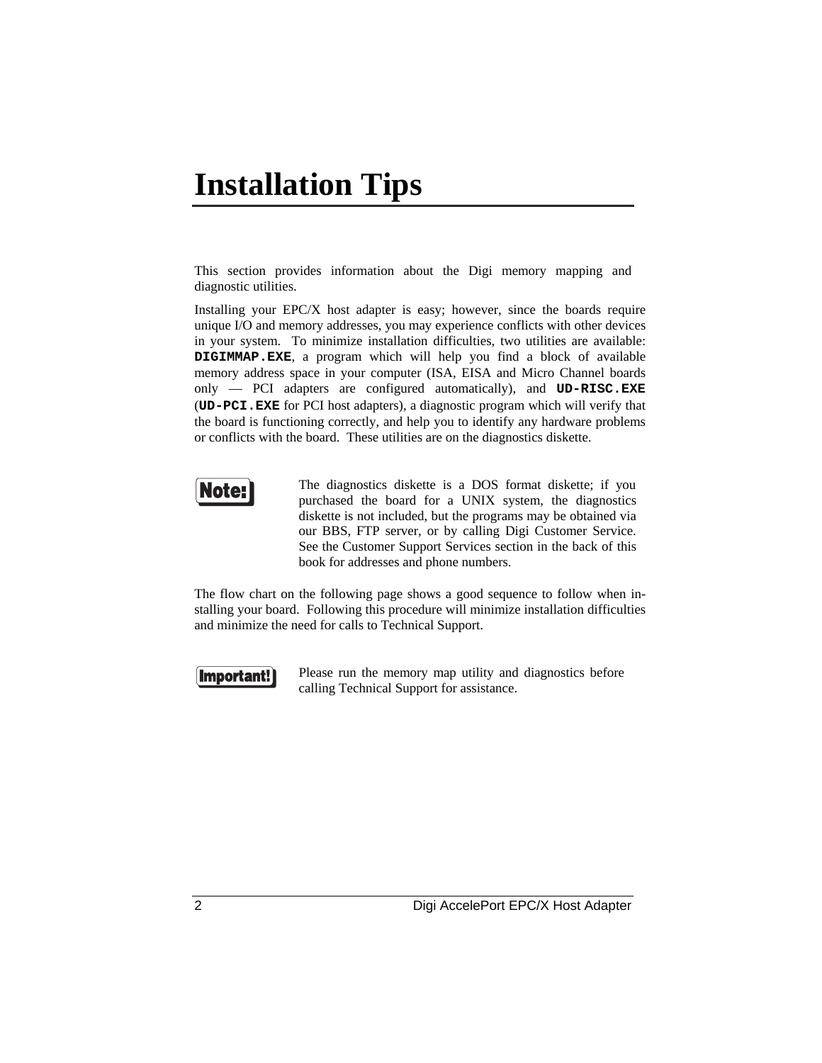# Installation Tips

This section provides information about the Digi memory mapping and diagnostic utilities.

Installing your EPC/X host adapter is easy; however, since the boards require unique I/O and memory addresses, you may experience conflicts with other devices in your system. To minimize installation difficulties, two utilities are available: **DIGIMMAP.EXE**, a program which will help you find a block of available memory address space in your computer (ISA, EISA and Micro Channel boards only — PCI adapters are configured automatically), and **UD-RISC.EXE** (**UD-PCI.EXE** for PCI host adapters), a diagnostic program which will verify that the board is functioning correctly, and help you to identify any hardware problems or conflicts with the board. These utilities are on the diagnostics diskette.

**Note:** The diagnostics diskette is a DOS format diskette; if you purchased the board for a UNIX system, the diagnostics diskette is not included, but the programs may be obtained via our BBS, FTP server, or by calling Digi Customer Service. See the Customer Support Services section in the back of this book for addresses and phone numbers.

The flow chart on the following page shows a good sequence to follow when installing your board. Following this procedure will minimize installation difficulties and minimize the need for calls to Technical Support.

**Important!** Please run the memory map utility and diagnostics before calling Technical Support for assistance.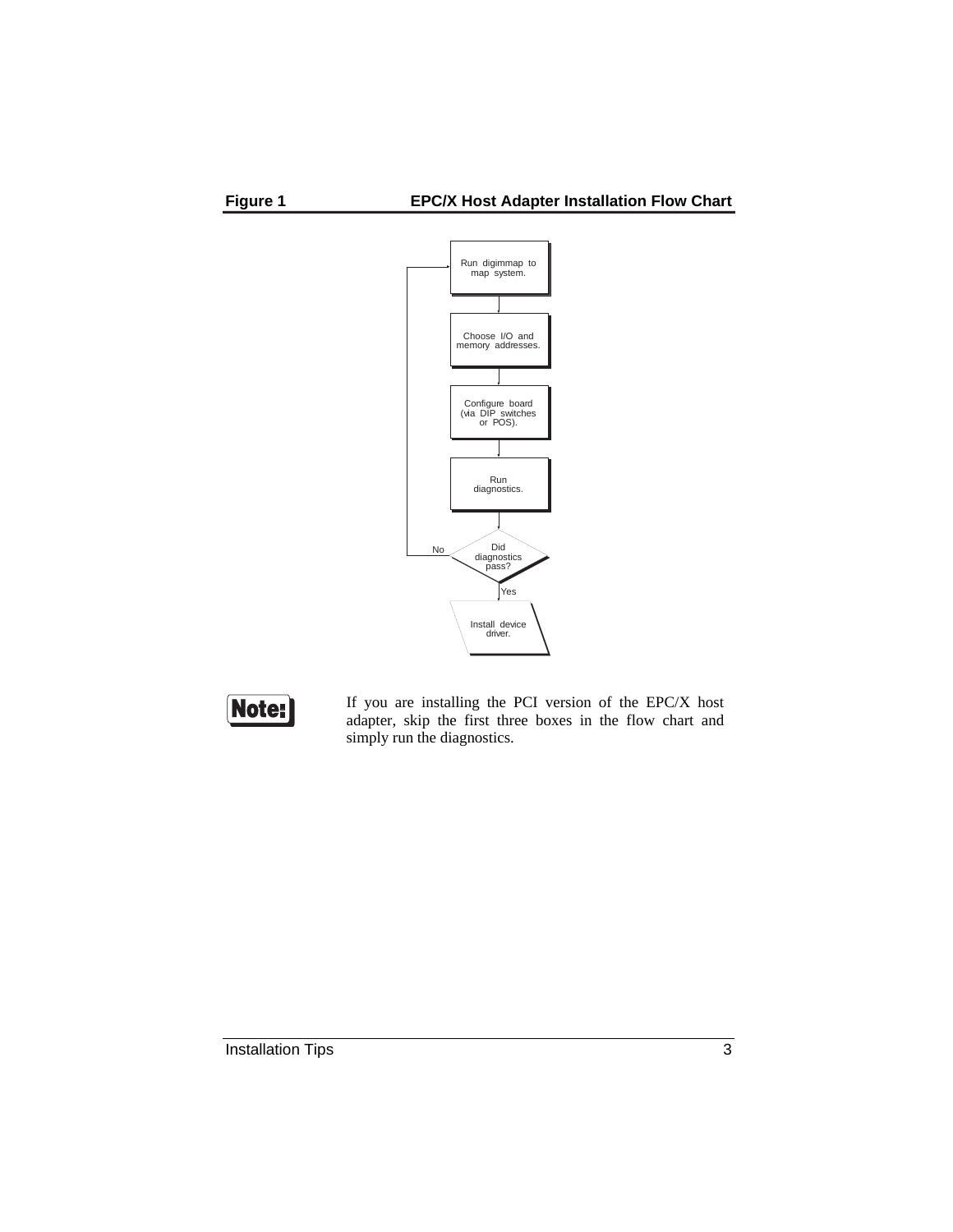**Figure 1** **EPC/X Host Adapter Installation Flow Chart**

Run digimmap to map system.

Choose I/O and memory addresses.

Configure board (via DIP switches or POS).

Run diagnostics.

Did diagnostics pass?

No

Yes

Install device driver.

**Note:** If you are installing the PCI version of the EPC/X host adapter, skip the first three boxes in the flow chart and simply run the diagnostics.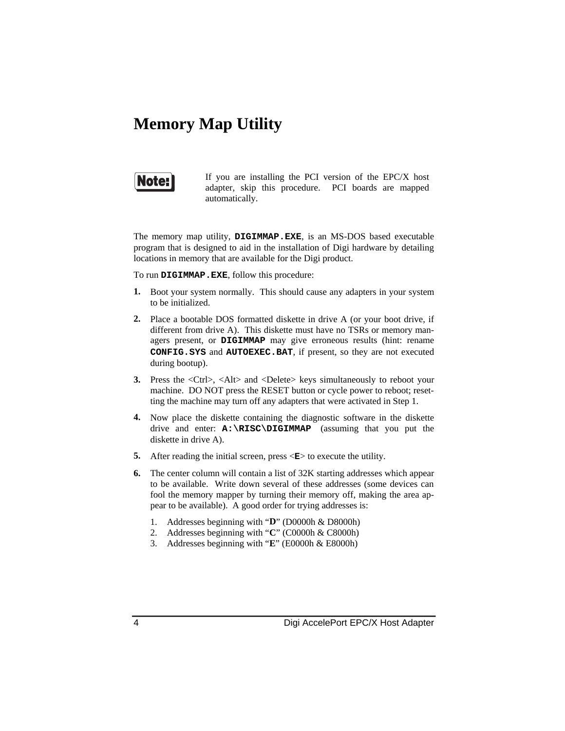# Memory Map Utility

**Note:** If you are installing the PCI version of the EPC/X host adapter, skip this procedure. PCI boards are mapped automatically.

The memory map utility, **`DIGIMMAP.EXE`**, is an MS-DOS based executable program that is designed to aid in the installation of Digi hardware by detailing locations in memory that are available for the Digi product.

To run **`DIGIMMAP.EXE`**, follow this procedure:

1. Boot your system normally. This should cause any adapters in your system to be initialized.
2. Place a bootable DOS formatted diskette in drive A (or your boot drive, if different from drive A). This diskette must have no TSRs or memory managers present, or **`DIGIMMAP`** may give erroneous results (hint: rename **`CONFIG.SYS`** and **`AUTOEXEC.BAT`**, if present, so they are not executed during bootup).
3. Press the <Ctrl>, <Alt> and <Delete> keys simultaneously to reboot your machine. DO NOT press the RESET button or cycle power to reboot; resetting the machine may turn off any adapters that were activated in Step 1.
4. Now place the diskette containing the diagnostic software in the diskette drive and enter: **`A:\RISC\DIGIMMAP`** (assuming that you put the diskette in drive A).
5. After reading the initial screen, press <**`E`**> to execute the utility.
6. The center column will contain a list of 32K starting addresses which appear to be available. Write down several of these addresses (some devices can fool the memory mapper by turning their memory off, making the area appear to be available). A good order for trying addresses is:
    1. Addresses beginning with "**D**" (D0000h & D8000h)
    2. Addresses beginning with "**C**" (C0000h & C8000h)
    3. Addresses beginning with "**E**" (E0000h & E8000h)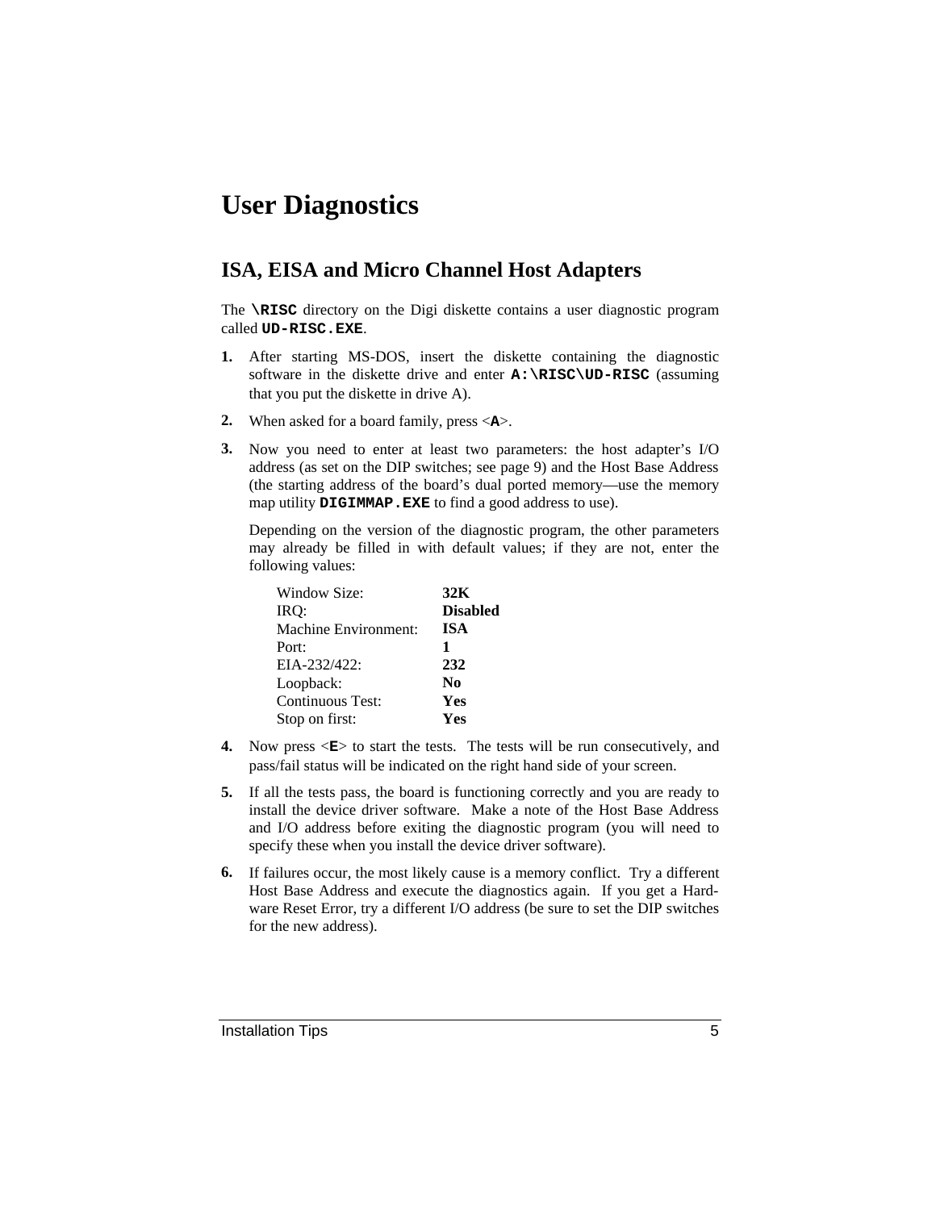# User Diagnostics

## ISA, EISA and Micro Channel Host Adapters

The **`\RISC`** directory on the Digi diskette contains a user diagnostic program called **`UD-RISC.EXE`**.

1. After starting MS-DOS, insert the diskette containing the diagnostic software in the diskette drive and enter **`A:\RISC\UD-RISC`** (assuming that you put the diskette in drive A).

2. When asked for a board family, press <**`A`**>.

3. Now you need to enter at least two parameters: the host adapter's I/O address (as set on the DIP switches; see page 9) and the Host Base Address (the starting address of the board's dual ported memory—use the memory map utility **`DIGIMMAP.EXE`** to find a good address to use).

   Depending on the version of the diagnostic program, the other parameters may already be filled in with default values; if they are not, enter the following values:

   | | |
   |---|---|
   | Window Size: | **32K** |
   | IRQ: | **Disabled** |
   | Machine Environment: | **ISA** |
   | Port: | **1** |
   | EIA-232/422: | **232** |
   | Loopback: | **No** |
   | Continuous Test: | **Yes** |
   | Stop on first: | **Yes** |

4. Now press <**`E`**> to start the tests. The tests will be run consecutively, and pass/fail status will be indicated on the right hand side of your screen.

5. If all the tests pass, the board is functioning correctly and you are ready to install the device driver software. Make a note of the Host Base Address and I/O address before exiting the diagnostic program (you will need to specify these when you install the device driver software).

6. If failures occur, the most likely cause is a memory conflict. Try a different Host Base Address and execute the diagnostics again. If you get a Hardware Reset Error, try a different I/O address (be sure to set the DIP switches for the new address).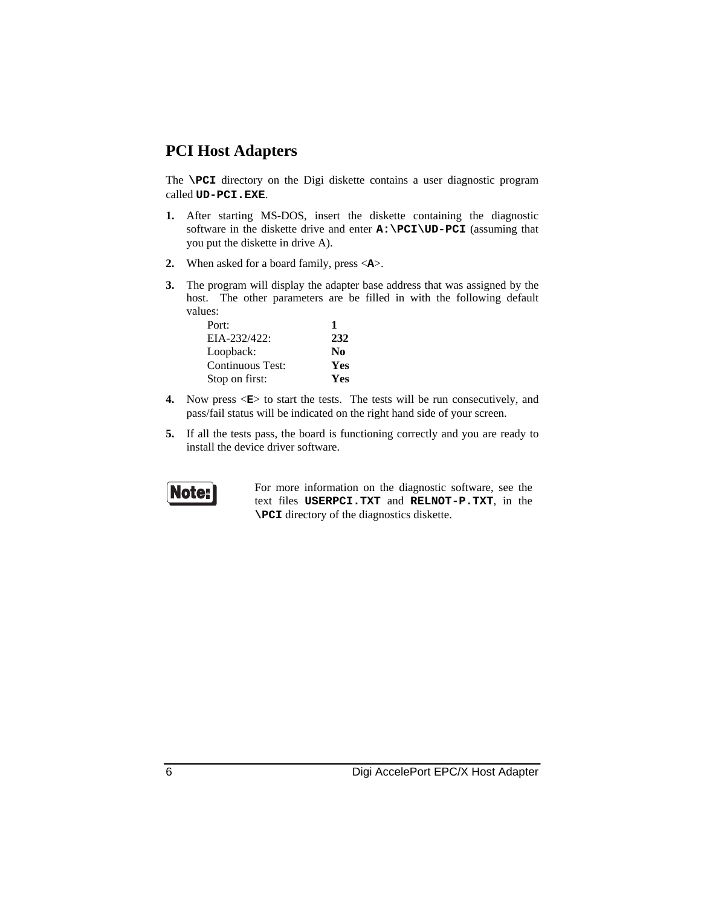## PCI Host Adapters

The **`\PCI`** directory on the Digi diskette contains a user diagnostic program called **`UD-PCI.EXE`**.

1. After starting MS-DOS, insert the diskette containing the diagnostic software in the diskette drive and enter **`A:\PCI\UD-PCI`** (assuming that you put the diskette in drive A).

2. When asked for a board family, press <**`A`**>.

3. The program will display the adapter base address that was assigned by the host. The other parameters are be filled in with the following default values:

   | | |
   |---|---|
   | Port: | **1** |
   | EIA-232/422: | **232** |
   | Loopback: | **No** |
   | Continuous Test: | **Yes** |
   | Stop on first: | **Yes** |

4. Now press <**`E`**> to start the tests. The tests will be run consecutively, and pass/fail status will be indicated on the right hand side of your screen.

5. If all the tests pass, the board is functioning correctly and you are ready to install the device driver software.

**Note:** For more information on the diagnostic software, see the text files **`USERPCI.TXT`** and **`RELNOT-P.TXT`**, in the **`\PCI`** directory of the diagnostics diskette.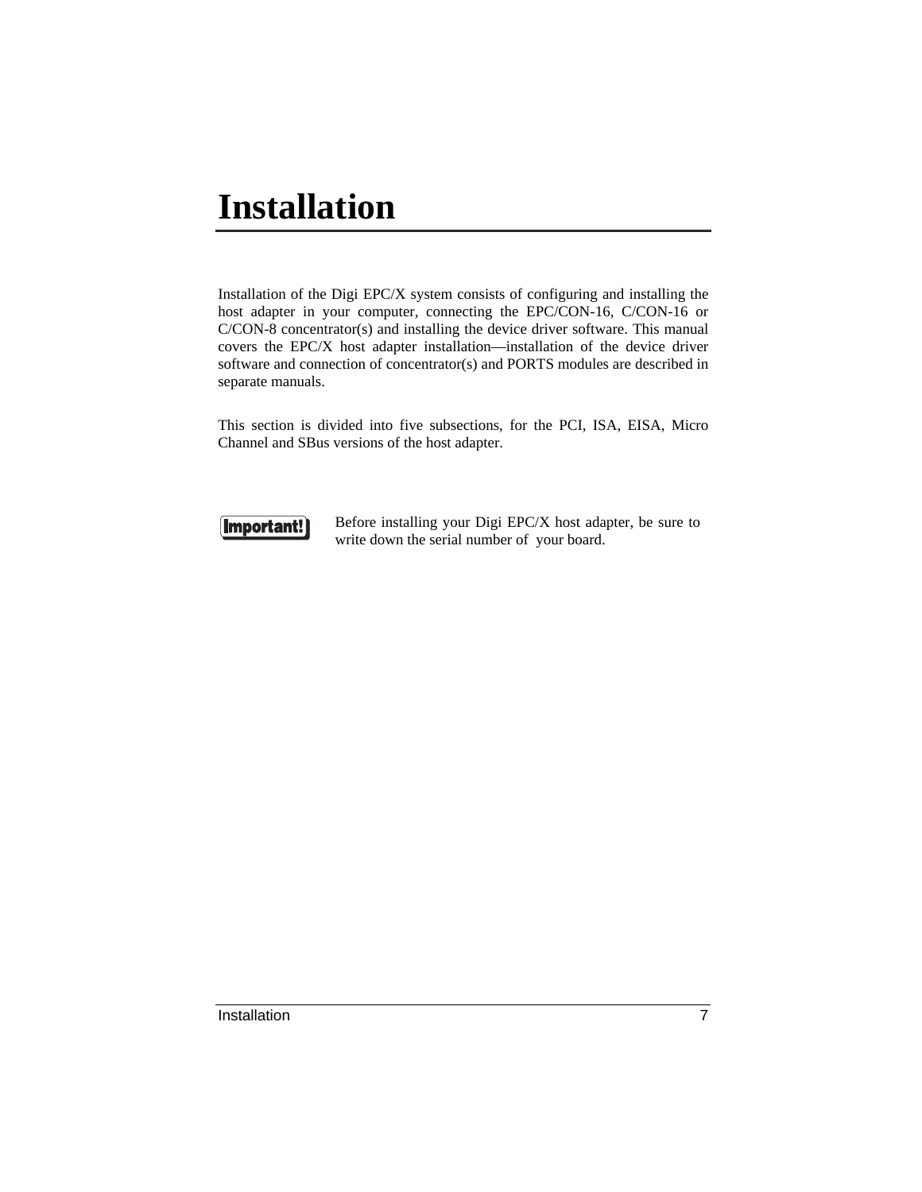# Installation

Installation of the Digi EPC/X system consists of configuring and installing the host adapter in your computer, connecting the EPC/CON-16, C/CON-16 or C/CON-8 concentrator(s) and installing the device driver software. This manual covers the EPC/X host adapter installation—installation of the device driver software and connection of concentrator(s) and PORTS modules are described in separate manuals.

This section is divided into five subsections, for the PCI, ISA, EISA, Micro Channel and SBus versions of the host adapter.

**Important!** Before installing your Digi EPC/X host adapter, be sure to write down the serial number of your board.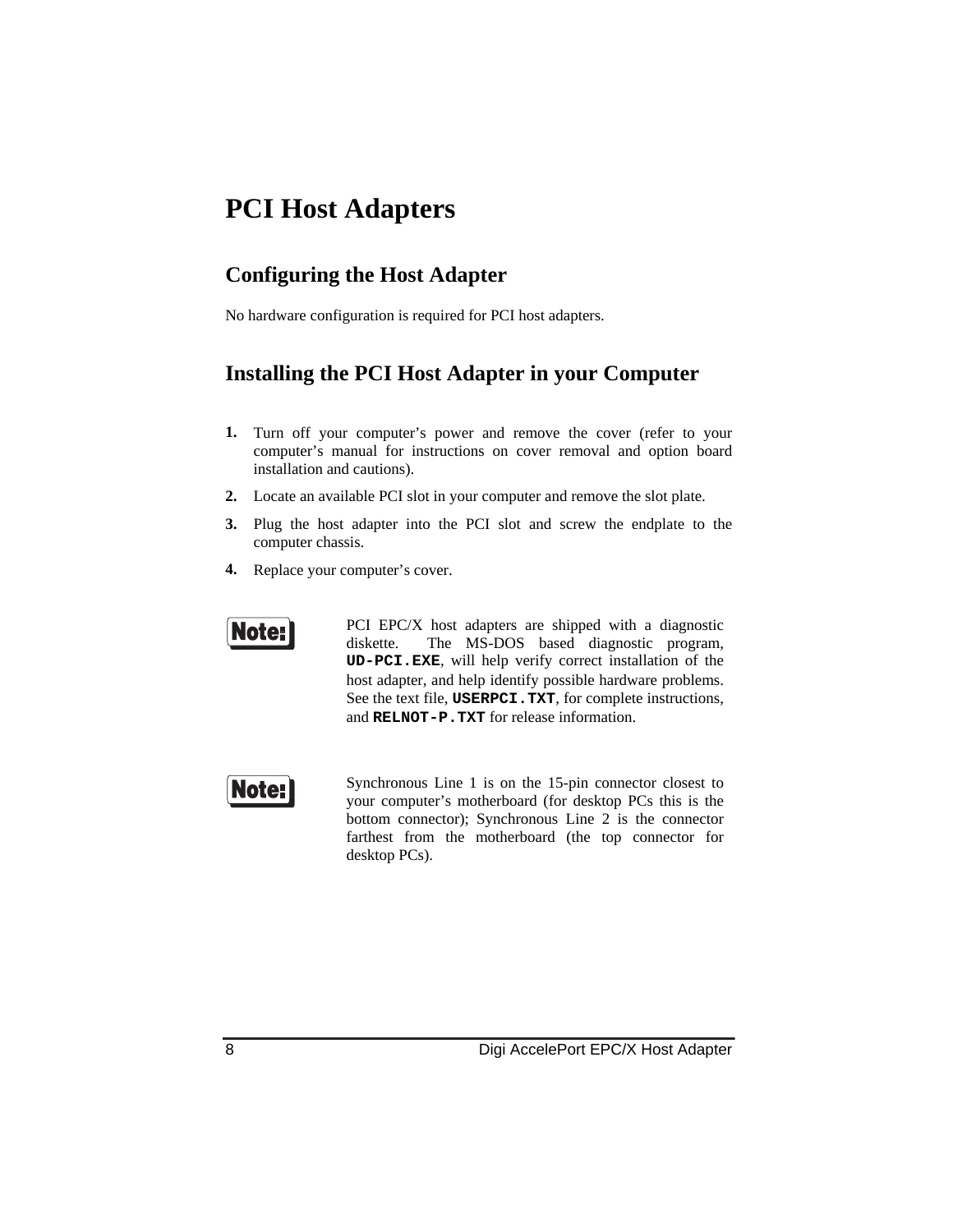# PCI Host Adapters

## Configuring the Host Adapter

No hardware configuration is required for PCI host adapters.

## Installing the PCI Host Adapter in your Computer

1. Turn off your computer's power and remove the cover (refer to your computer's manual for instructions on cover removal and option board installation and cautions).
2. Locate an available PCI slot in your computer and remove the slot plate.
3. Plug the host adapter into the PCI slot and screw the endplate to the computer chassis.
4. Replace your computer's cover.

**Note:** PCI EPC/X host adapters are shipped with a diagnostic diskette. The MS-DOS based diagnostic program, **`UD-PCI.EXE`**, will help verify correct installation of the host adapter, and help identify possible hardware problems. See the text file, **`USERPCI.TXT`**, for complete instructions, and **`RELNOT-P.TXT`** for release information.

**Note:** Synchronous Line 1 is on the 15-pin connector closest to your computer's motherboard (for desktop PCs this is the bottom connector); Synchronous Line 2 is the connector farthest from the motherboard (the top connector for desktop PCs).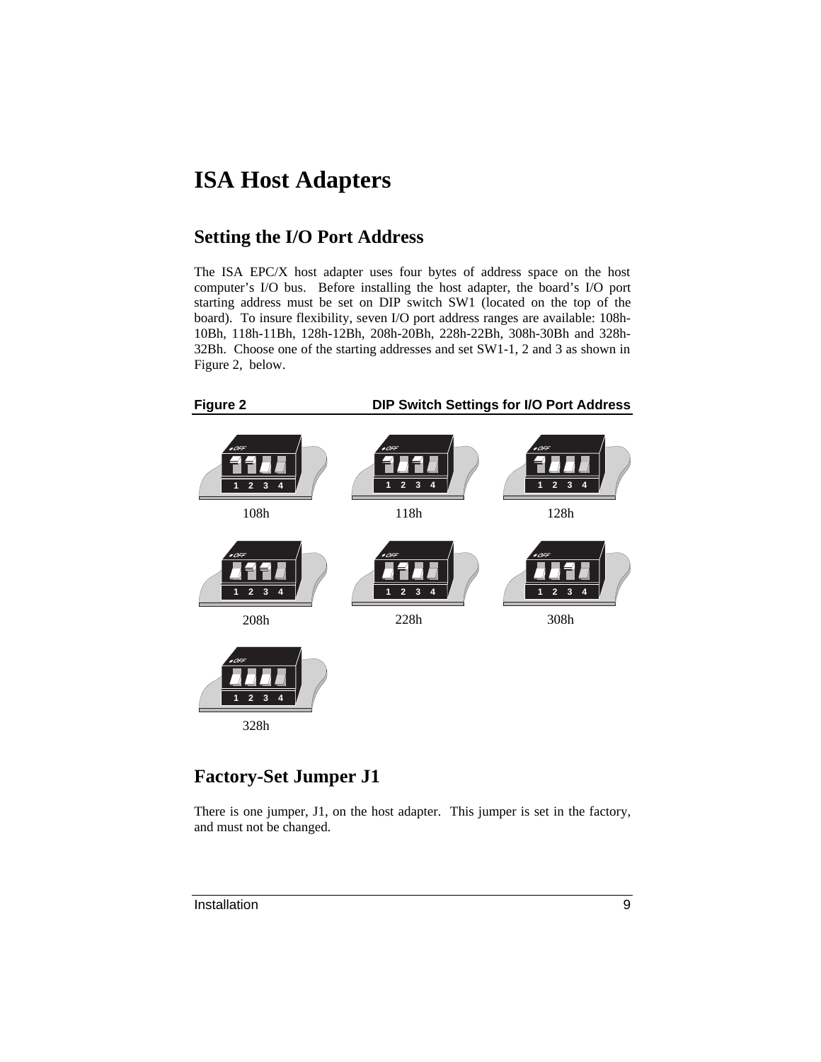# ISA Host Adapters

## Setting the I/O Port Address

The ISA EPC/X host adapter uses four bytes of address space on the host computer's I/O bus. Before installing the host adapter, the board's I/O port starting address must be set on DIP switch SW1 (located on the top of the board). To insure flexibility, seven I/O port address ranges are available: 108h-10Bh, 118h-11Bh, 128h-12Bh, 208h-20Bh, 228h-22Bh, 308h-30Bh and 328h-32Bh. Choose one of the starting addresses and set SW1-1, 2 and 3 as shown in Figure 2, below.

**Figure 2 DIP Switch Settings for I/O Port Address**

108h

118h

128h

208h

228h

308h

328h

## Factory-Set Jumper J1

There is one jumper, J1, on the host adapter. This jumper is set in the factory, and must not be changed.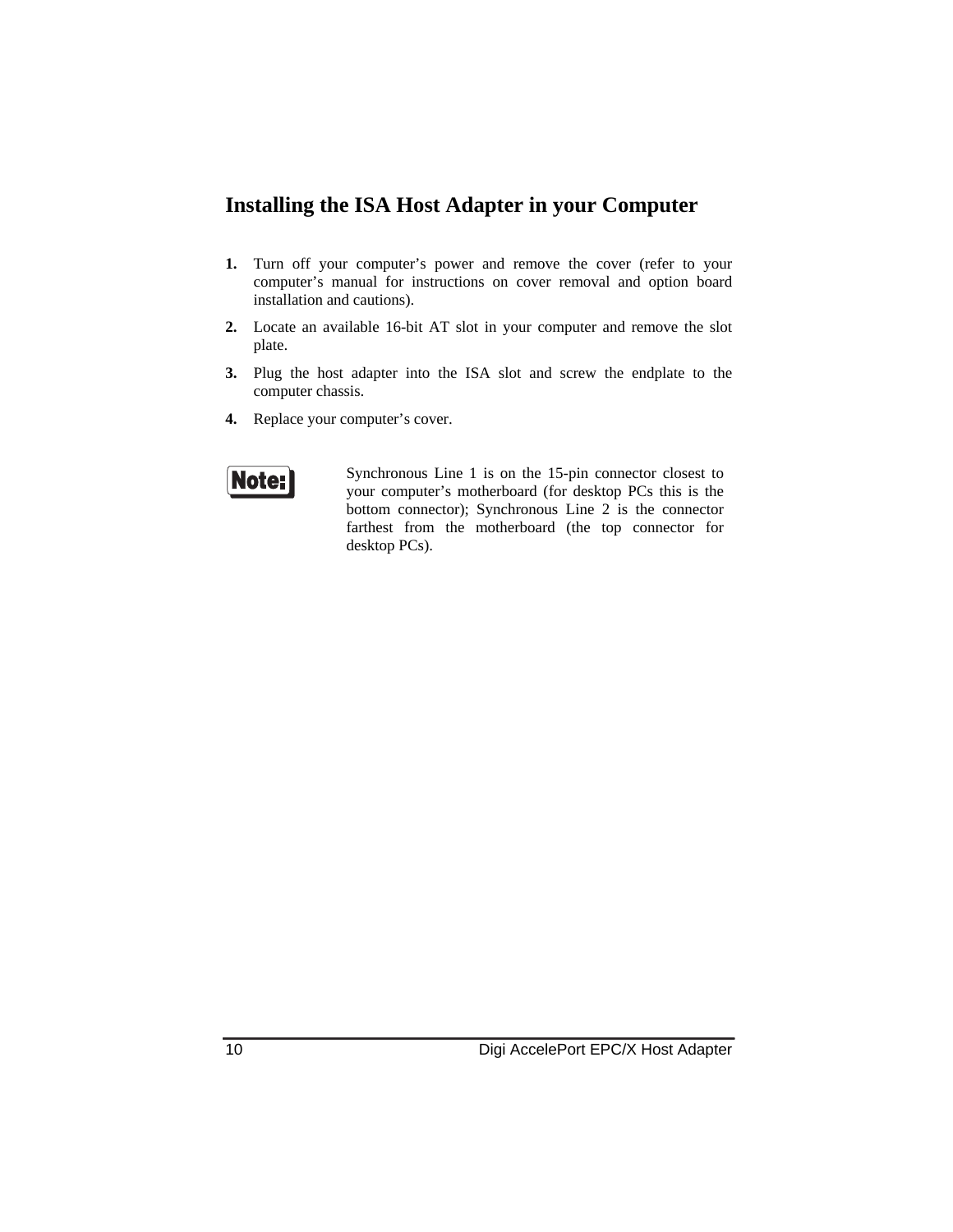## Installing the ISA Host Adapter in your Computer

1. Turn off your computer's power and remove the cover (refer to your computer's manual for instructions on cover removal and option board installation and cautions).
2. Locate an available 16-bit AT slot in your computer and remove the slot plate.
3. Plug the host adapter into the ISA slot and screw the endplate to the computer chassis.
4. Replace your computer's cover.

**Note:** Synchronous Line 1 is on the 15-pin connector closest to your computer's motherboard (for desktop PCs this is the bottom connector); Synchronous Line 2 is the connector farthest from the motherboard (the top connector for desktop PCs).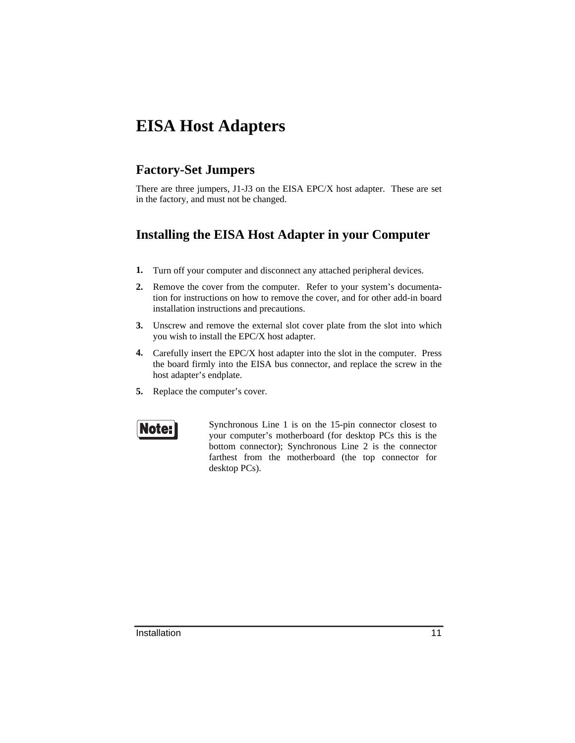# EISA Host Adapters

## Factory-Set Jumpers

There are three jumpers, J1-J3 on the EISA EPC/X host adapter. These are set in the factory, and must not be changed.

## Installing the EISA Host Adapter in your Computer

1. Turn off your computer and disconnect any attached peripheral devices.
2. Remove the cover from the computer. Refer to your system's documentation for instructions on how to remove the cover, and for other add-in board installation instructions and precautions.
3. Unscrew and remove the external slot cover plate from the slot into which you wish to install the EPC/X host adapter.
4. Carefully insert the EPC/X host adapter into the slot in the computer. Press the board firmly into the EISA bus connector, and replace the screw in the host adapter's endplate.
5. Replace the computer's cover.

**Note:** Synchronous Line 1 is on the 15-pin connector closest to your computer's motherboard (for desktop PCs this is the bottom connector); Synchronous Line 2 is the connector farthest from the motherboard (the top connector for desktop PCs).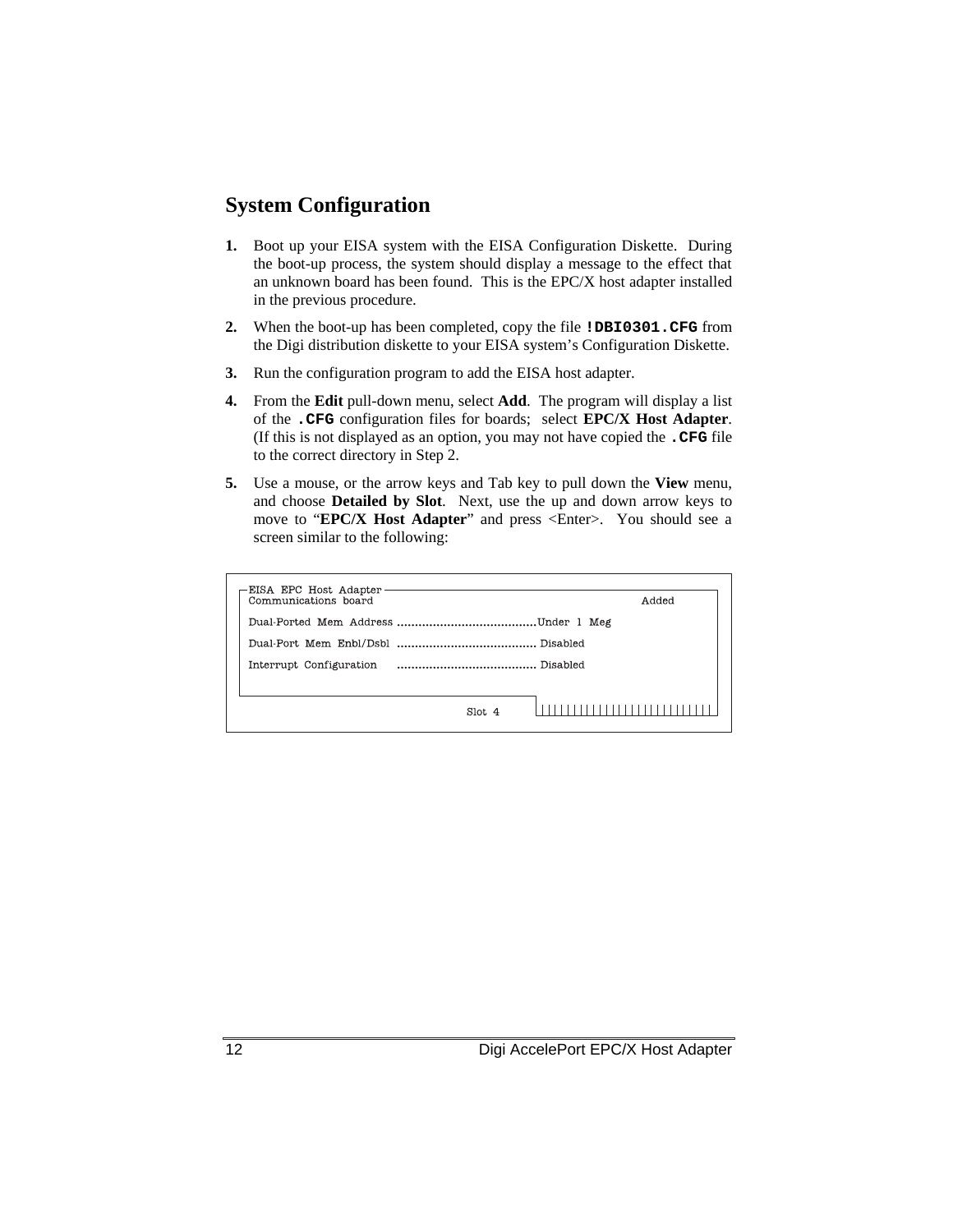## System Configuration

1. Boot up your EISA system with the EISA Configuration Diskette. During the boot-up process, the system should display a message to the effect that an unknown board has been found. This is the EPC/X host adapter installed in the previous procedure.

2. When the boot-up has been completed, copy the file **`!DBI0301.CFG`** from the Digi distribution diskette to your EISA system's Configuration Diskette.

3. Run the configuration program to add the EISA host adapter.

4. From the **Edit** pull-down menu, select **Add**. The program will display a list of the **`.CFG`** configuration files for boards; select **EPC/X Host Adapter**. (If this is not displayed as an option, you may not have copied the **`.CFG`** file to the correct directory in Step 2.

5. Use a mouse, or the arrow keys and Tab key to pull down the **View** menu, and choose **Detailed by Slot**. Next, use the up and down arrow keys to move to "**EPC/X Host Adapter**" and press <Enter>. You should see a screen similar to the following:

```
EISA EPC Host Adapter
Communications board                                         Added

Dual-Ported Mem Address ......................................Under 1 Meg

Dual-Port Mem Enbl/Dsbl ...................................... Disabled

Interrupt Configuration ...................................... Disabled


                                        Slot 4
```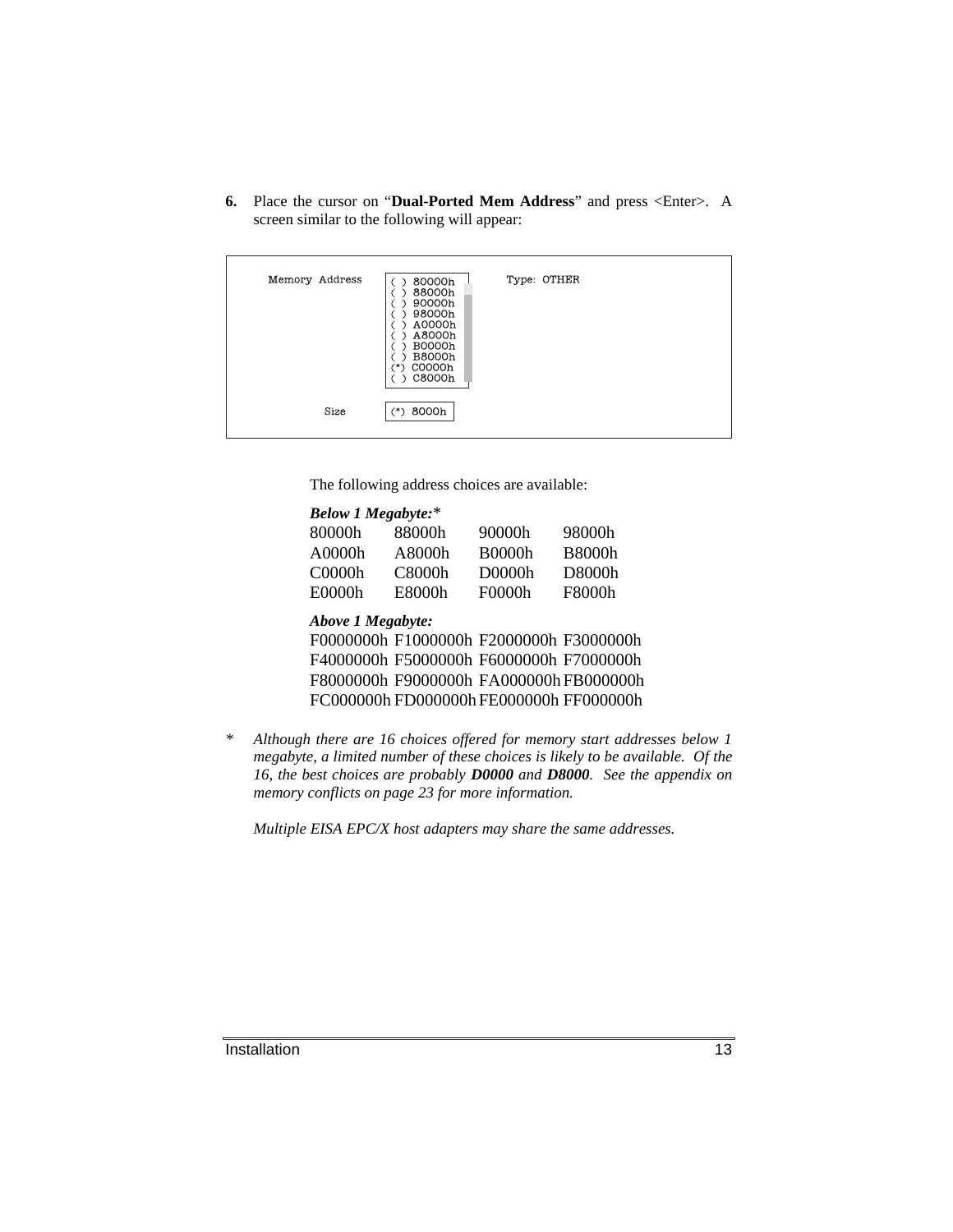6. Place the cursor on "**Dual-Ported Mem Address**" and press <Enter>. A screen similar to the following will appear:

```
Memory Address    ( ) 80000h          Type: OTHER
                  ( ) 88000h
                  ( ) 90000h
                  ( ) 98000h
                  ( ) A0000h
                  ( ) A8000h
                  ( ) B0000h
                  ( ) B8000h
                  (*) C0000h
                  ( ) C8000h

          Size    (*) 8000h
```

The following address choices are available:

***Below 1 Megabyte:****

| | | | |
|---|---|---|---|
| 80000h | 88000h | 90000h | 98000h |
| A0000h | A8000h | B0000h | B8000h |
| C0000h | C8000h | D0000h | D8000h |
| E0000h | E8000h | F0000h | F8000h |

***Above 1 Megabyte:***

| | | | |
|---|---|---|---|
| F0000000h | F1000000h | F2000000h | F3000000h |
| F4000000h | F5000000h | F6000000h | F7000000h |
| F8000000h | F9000000h | FA000000h | FB000000h |
| FC000000h | FD000000h | FE000000h | FF000000h |

\* *Although there are 16 choices offered for memory start addresses below 1 megabyte, a limited number of these choices is likely to be available. Of the 16, the best choices are probably **D0000** and **D8000**. See the appendix on memory conflicts on page 23 for more information.*

*Multiple EISA EPC/X host adapters may share the same addresses.*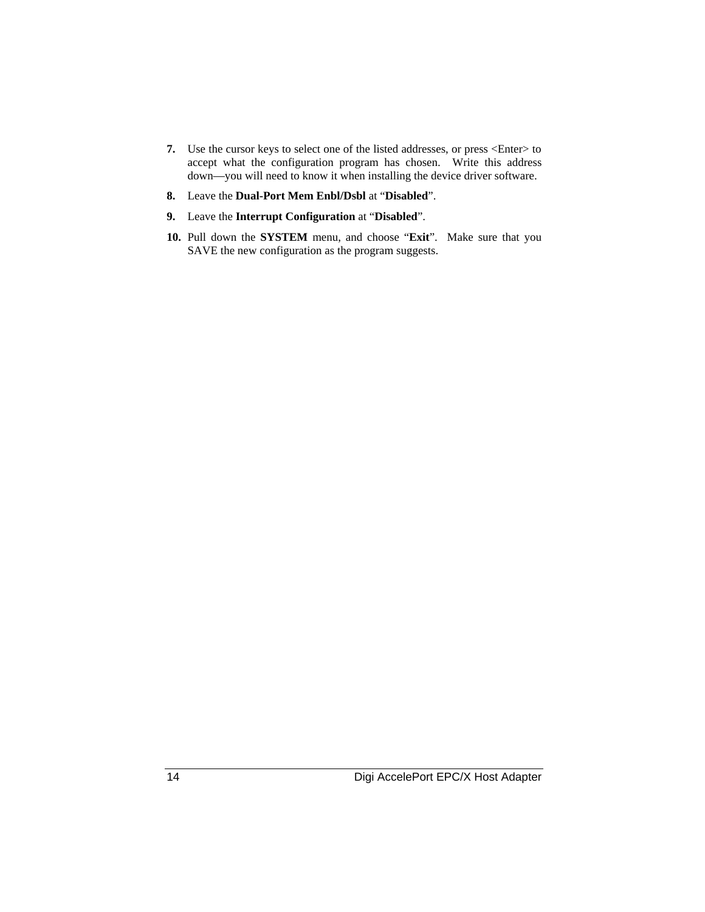7. Use the cursor keys to select one of the listed addresses, or press <Enter> to accept what the configuration program has chosen. Write this address down—you will need to know it when installing the device driver software.
8. Leave the **Dual-Port Mem Enbl/Dsbl** at "**Disabled**".
9. Leave the **Interrupt Configuration** at "**Disabled**".
10. Pull down the **SYSTEM** menu, and choose "**Exit**". Make sure that you SAVE the new configuration as the program suggests.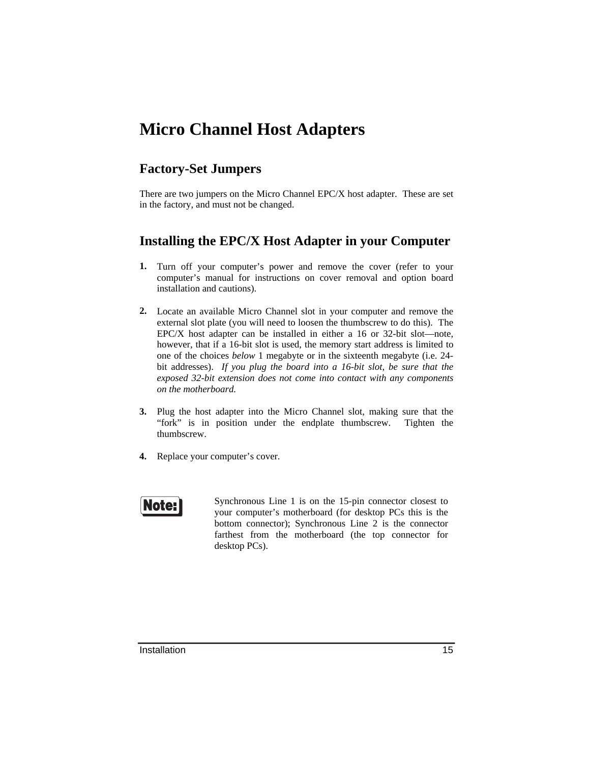# Micro Channel Host Adapters

## Factory-Set Jumpers

There are two jumpers on the Micro Channel EPC/X host adapter. These are set in the factory, and must not be changed.

## Installing the EPC/X Host Adapter in your Computer

1. Turn off your computer's power and remove the cover (refer to your computer's manual for instructions on cover removal and option board installation and cautions).

2. Locate an available Micro Channel slot in your computer and remove the external slot plate (you will need to loosen the thumbscrew to do this). The EPC/X host adapter can be installed in either a 16 or 32-bit slot—note, however, that if a 16-bit slot is used, the memory start address is limited to one of the choices *below* 1 megabyte or in the sixteenth megabyte (i.e. 24-bit addresses). *If you plug the board into a 16-bit slot, be sure that the exposed 32-bit extension does not come into contact with any components on the motherboard.*

3. Plug the host adapter into the Micro Channel slot, making sure that the "fork" is in position under the endplate thumbscrew. Tighten the thumbscrew.

4. Replace your computer's cover.

**Note:** Synchronous Line 1 is on the 15-pin connector closest to your computer's motherboard (for desktop PCs this is the bottom connector); Synchronous Line 2 is the connector farthest from the motherboard (the top connector for desktop PCs).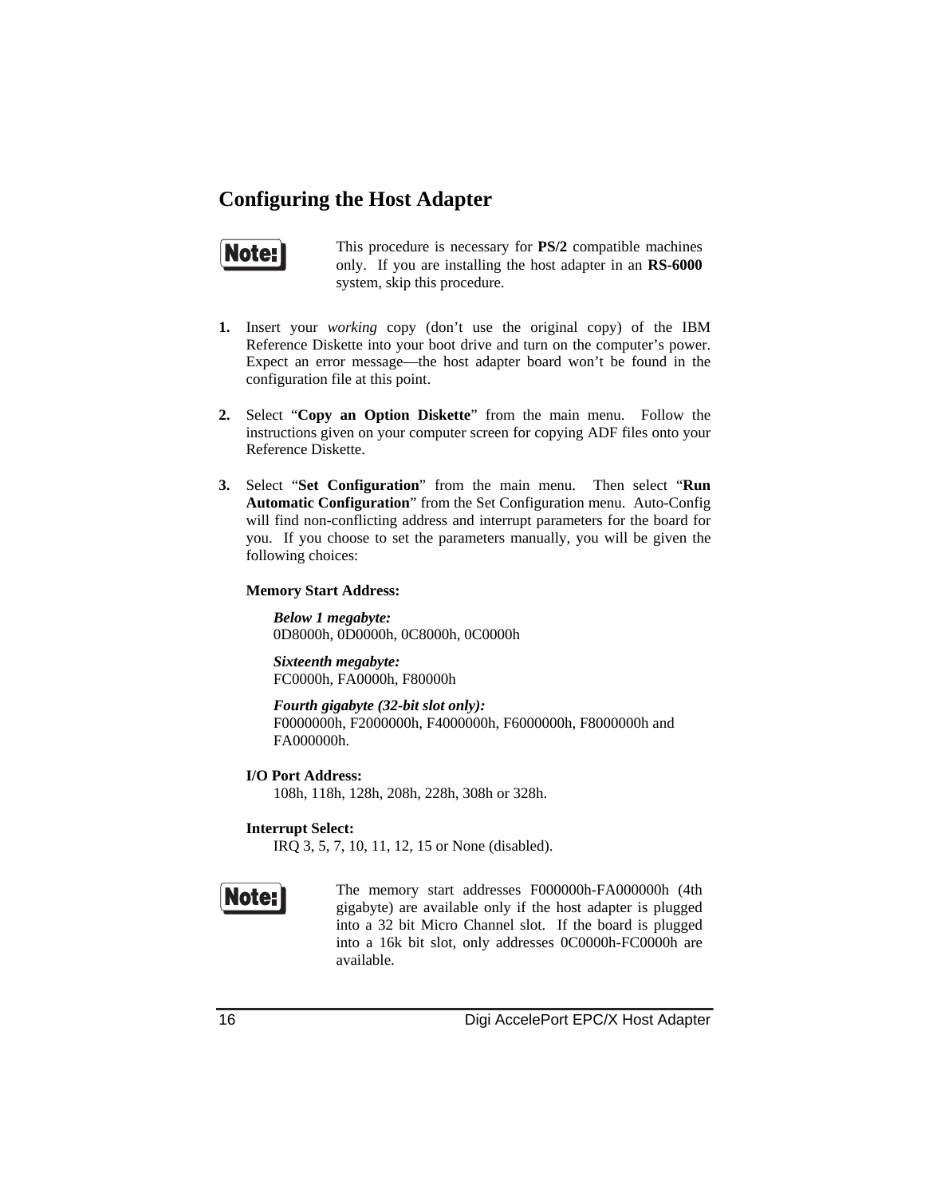## Configuring the Host Adapter

**Note:** This procedure is necessary for **PS/2** compatible machines only. If you are installing the host adapter in an **RS-6000** system, skip this procedure.

1. Insert your *working* copy (don't use the original copy) of the IBM Reference Diskette into your boot drive and turn on the computer's power. Expect an error message—the host adapter board won't be found in the configuration file at this point.

2. Select "**Copy an Option Diskette**" from the main menu. Follow the instructions given on your computer screen for copying ADF files onto your Reference Diskette.

3. Select "**Set Configuration**" from the main menu. Then select "**Run Automatic Configuration**" from the Set Configuration menu. Auto-Config will find non-conflicting address and interrupt parameters for the board for you. If you choose to set the parameters manually, you will be given the following choices:

   **Memory Start Address:**

   ***Below 1 megabyte:***
   0D8000h, 0D0000h, 0C8000h, 0C0000h

   ***Sixteenth megabyte:***
   FC0000h, FA0000h, F80000h

   ***Fourth gigabyte (32-bit slot only):***
   F0000000h, F2000000h, F4000000h, F6000000h, F8000000h and FA000000h.

   **I/O Port Address:**
   108h, 118h, 128h, 208h, 228h, 308h or 328h.

   **Interrupt Select:**
   IRQ 3, 5, 7, 10, 11, 12, 15 or None (disabled).

**Note:** The memory start addresses F000000h-FA000000h (4th gigabyte) are available only if the host adapter is plugged into a 32 bit Micro Channel slot. If the board is plugged into a 16k bit slot, only addresses 0C0000h-FC0000h are available.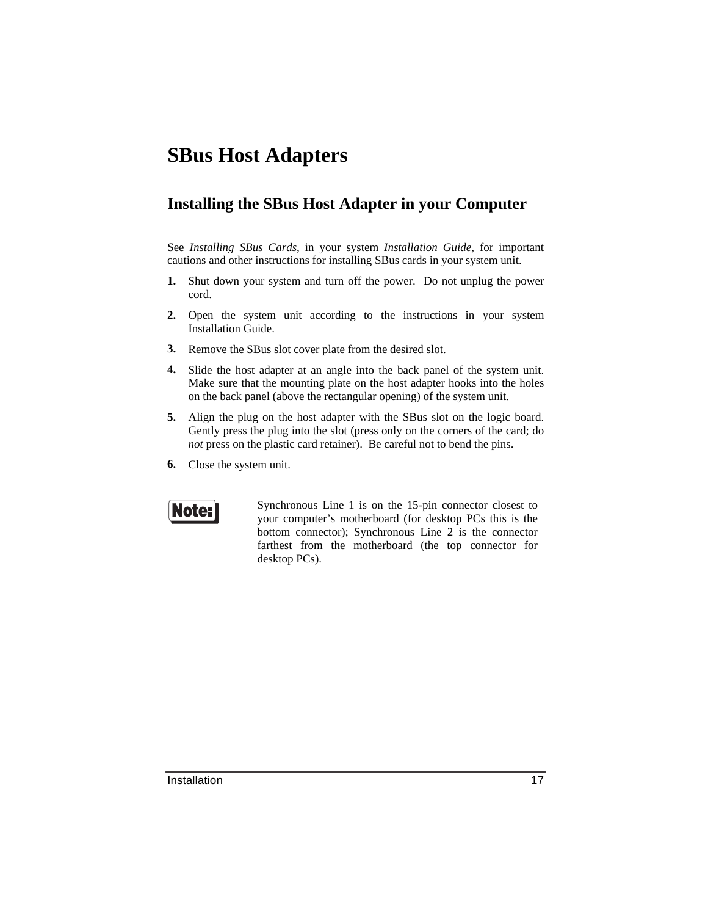# SBus Host Adapters

## Installing the SBus Host Adapter in your Computer

See *Installing SBus Cards*, in your system *Installation Guide*, for important cautions and other instructions for installing SBus cards in your system unit.

1. Shut down your system and turn off the power. Do not unplug the power cord.
2. Open the system unit according to the instructions in your system Installation Guide.
3. Remove the SBus slot cover plate from the desired slot.
4. Slide the host adapter at an angle into the back panel of the system unit. Make sure that the mounting plate on the host adapter hooks into the holes on the back panel (above the rectangular opening) of the system unit.
5. Align the plug on the host adapter with the SBus slot on the logic board. Gently press the plug into the slot (press only on the corners of the card; do *not* press on the plastic card retainer). Be careful not to bend the pins.
6. Close the system unit.

**Note:** Synchronous Line 1 is on the 15-pin connector closest to your computer's motherboard (for desktop PCs this is the bottom connector); Synchronous Line 2 is the connector farthest from the motherboard (the top connector for desktop PCs).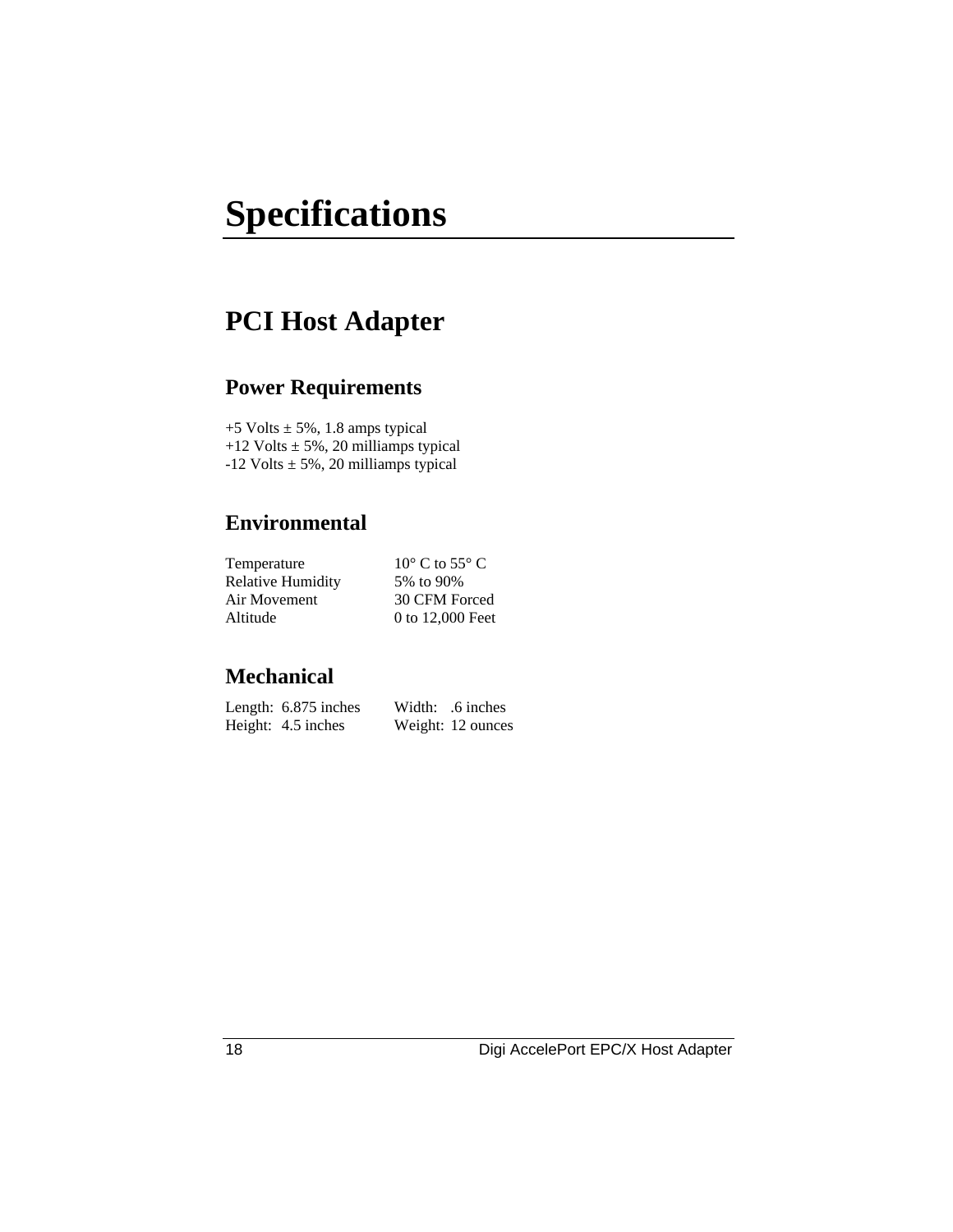# Specifications

## PCI Host Adapter

### Power Requirements

+5 Volts ± 5%, 1.8 amps typical
+12 Volts ± 5%, 20 milliamps typical
-12 Volts ± 5%, 20 milliamps typical

### Environmental

| | |
|---|---|
| Temperature | 10° C to 55° C |
| Relative Humidity | 5% to 90% |
| Air Movement | 30 CFM Forced |
| Altitude | 0 to 12,000 Feet |

### Mechanical

| | |
|---|---|
| Length: 6.875 inches | Width: .6 inches |
| Height: 4.5 inches | Weight: 12 ounces |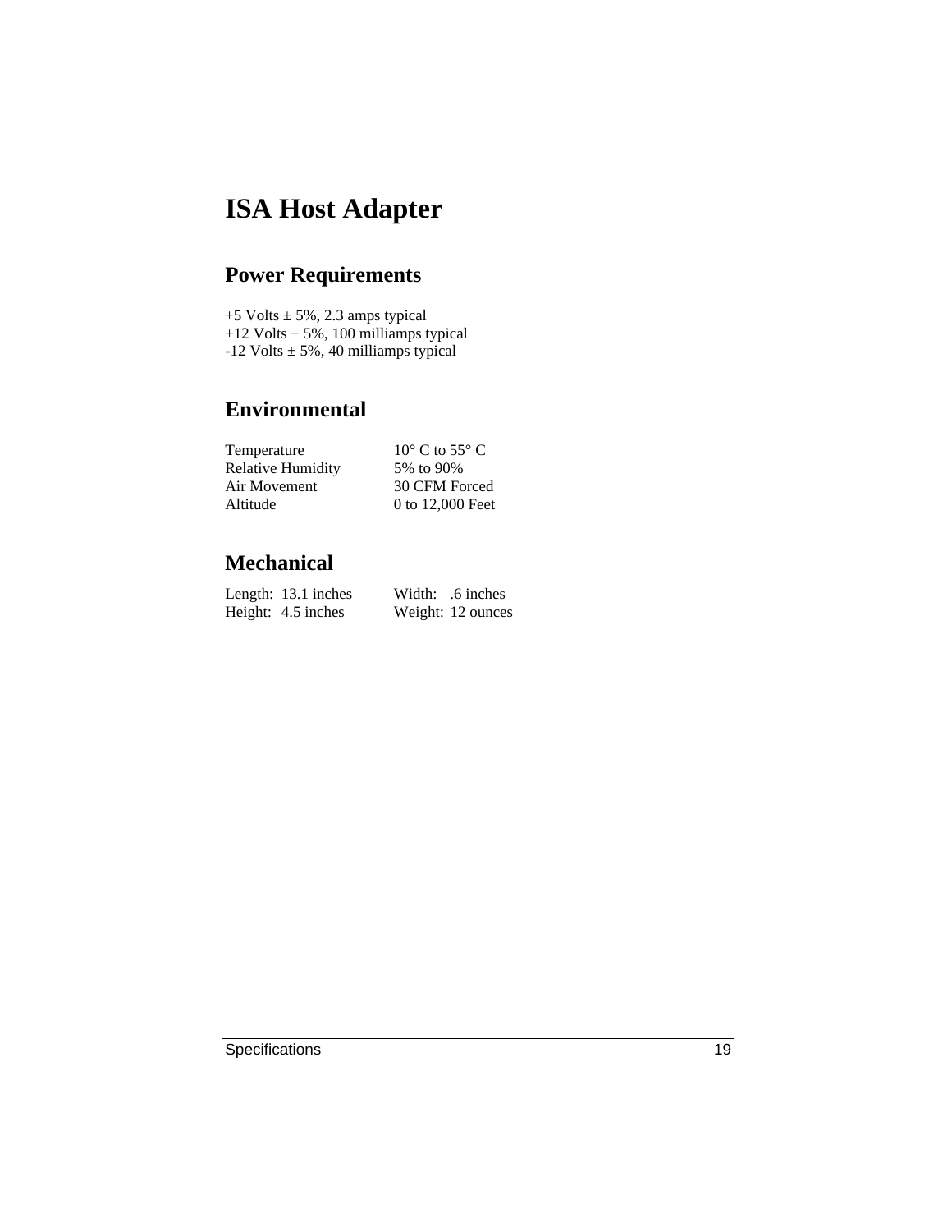# ISA Host Adapter

## Power Requirements

+5 Volts ± 5%, 2.3 amps typical
+12 Volts ± 5%, 100 milliamps typical
-12 Volts ± 5%, 40 milliamps typical

## Environmental

| | |
|---|---|
| Temperature | 10° C to 55° C |
| Relative Humidity | 5% to 90% |
| Air Movement | 30 CFM Forced |
| Altitude | 0 to 12,000 Feet |

## Mechanical

| | |
|---|---|
| Length: 13.1 inches | Width: .6 inches |
| Height: 4.5 inches | Weight: 12 ounces |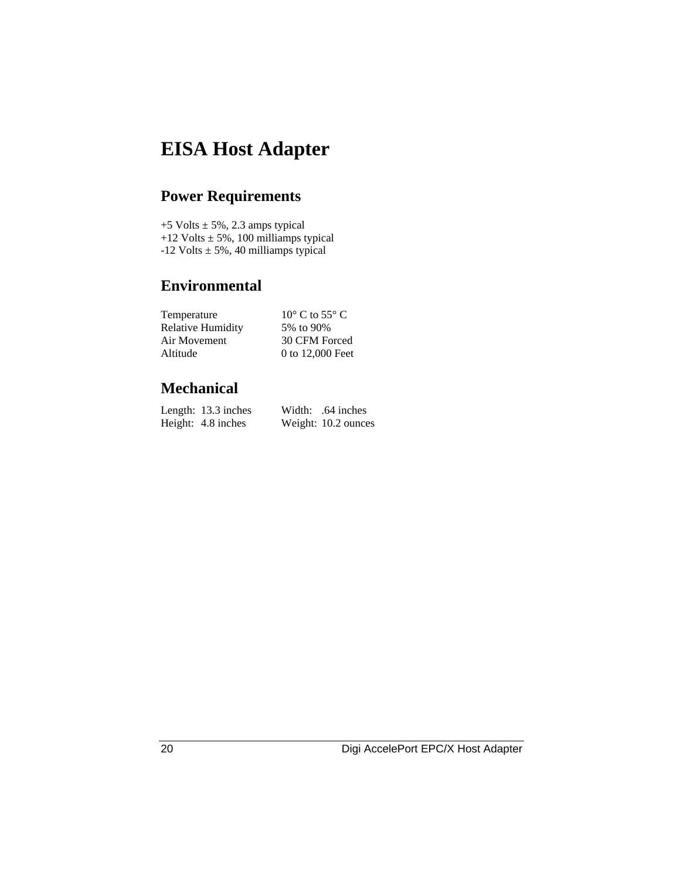# EISA Host Adapter

## Power Requirements

+5 Volts ± 5%, 2.3 amps typical
+12 Volts ± 5%, 100 milliamps typical
-12 Volts ± 5%, 40 milliamps typical

## Environmental

| | |
|---|---|
| Temperature | 10° C to 55° C |
| Relative Humidity | 5% to 90% |
| Air Movement | 30 CFM Forced |
| Altitude | 0 to 12,000 Feet |

## Mechanical

| | |
|---|---|
| Length: 13.3 inches | Width: .64 inches |
| Height: 4.8 inches | Weight: 10.2 ounces |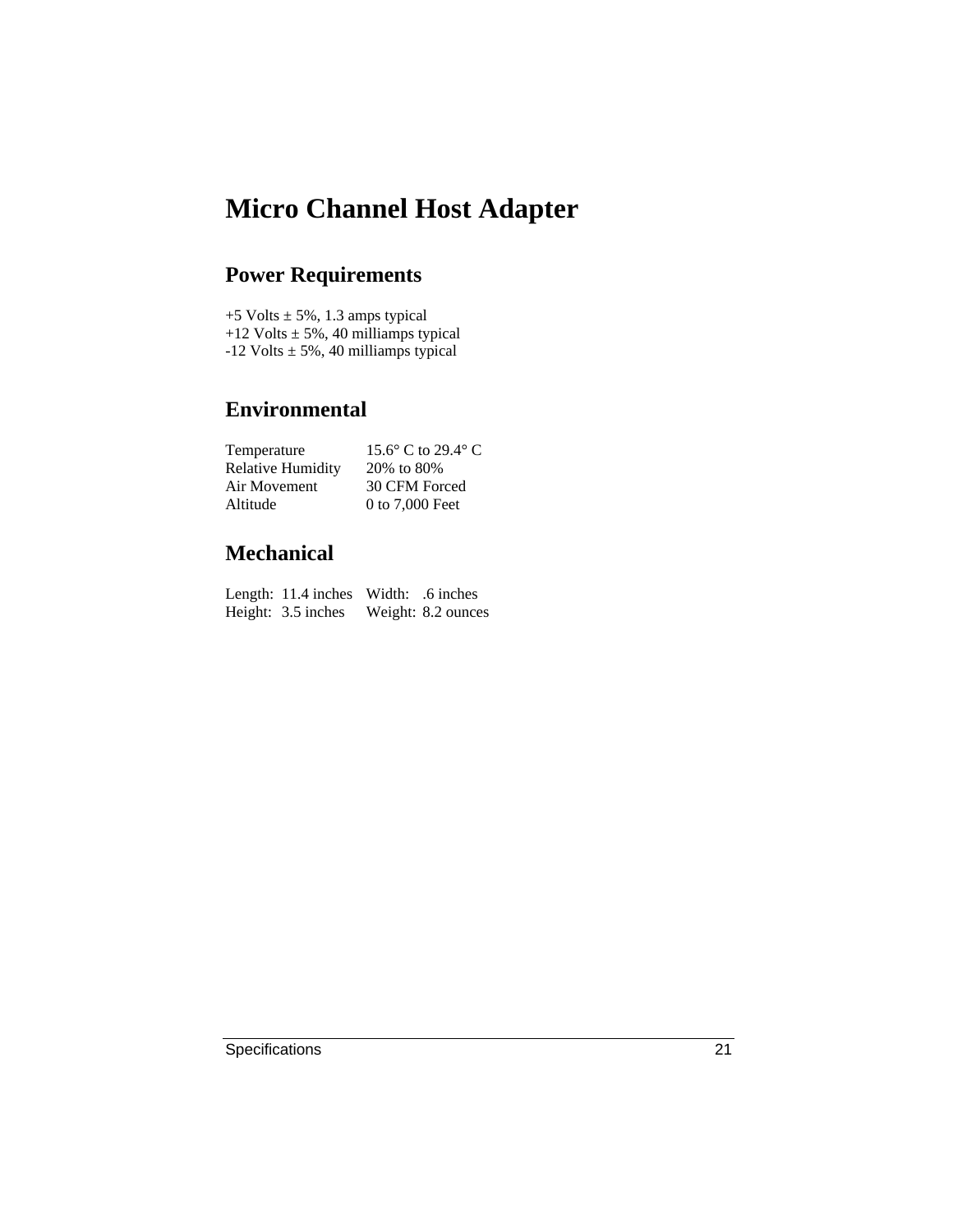# Micro Channel Host Adapter

## Power Requirements

+5 Volts ± 5%, 1.3 amps typical
+12 Volts ± 5%, 40 milliamps typical
-12 Volts ± 5%, 40 milliamps typical

## Environmental

| | |
|---|---|
| Temperature | 15.6° C to 29.4° C |
| Relative Humidity | 20% to 80% |
| Air Movement | 30 CFM Forced |
| Altitude | 0 to 7,000 Feet |

## Mechanical

| | | | |
|---|---|---|---|
| Length: | 11.4 inches | Width: | .6 inches |
| Height: | 3.5 inches | Weight: | 8.2 ounces |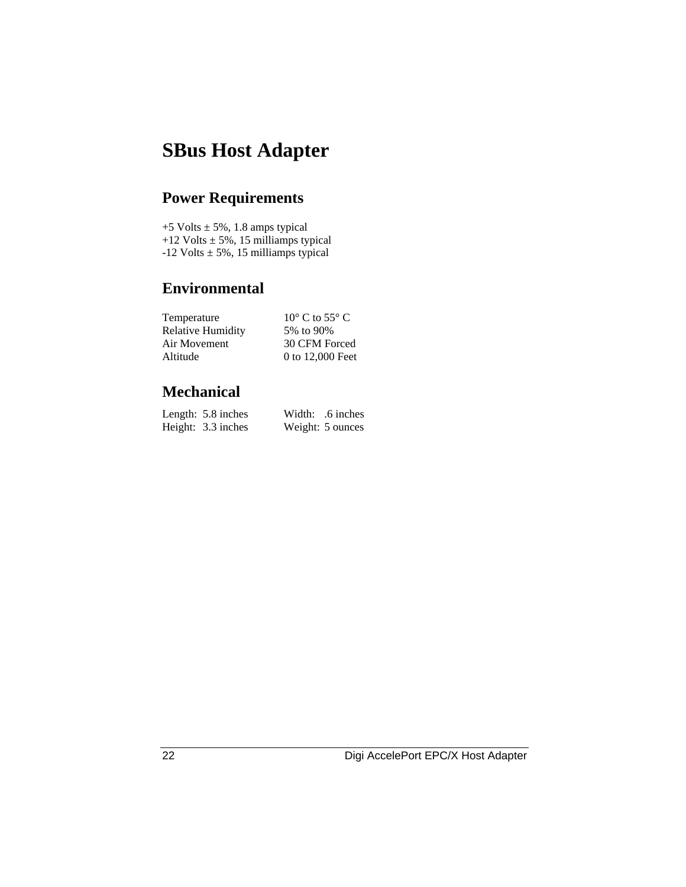# SBus Host Adapter

## Power Requirements

+5 Volts ± 5%, 1.8 amps typical
+12 Volts ± 5%, 15 milliamps typical
-12 Volts ± 5%, 15 milliamps typical

## Environmental

| | |
|---|---|
| Temperature | 10° C to 55° C |
| Relative Humidity | 5% to 90% |
| Air Movement | 30 CFM Forced |
| Altitude | 0 to 12,000 Feet |

## Mechanical

| | |
|---|---|
| Length: 5.8 inches | Width: .6 inches |
| Height: 3.3 inches | Weight: 5 ounces |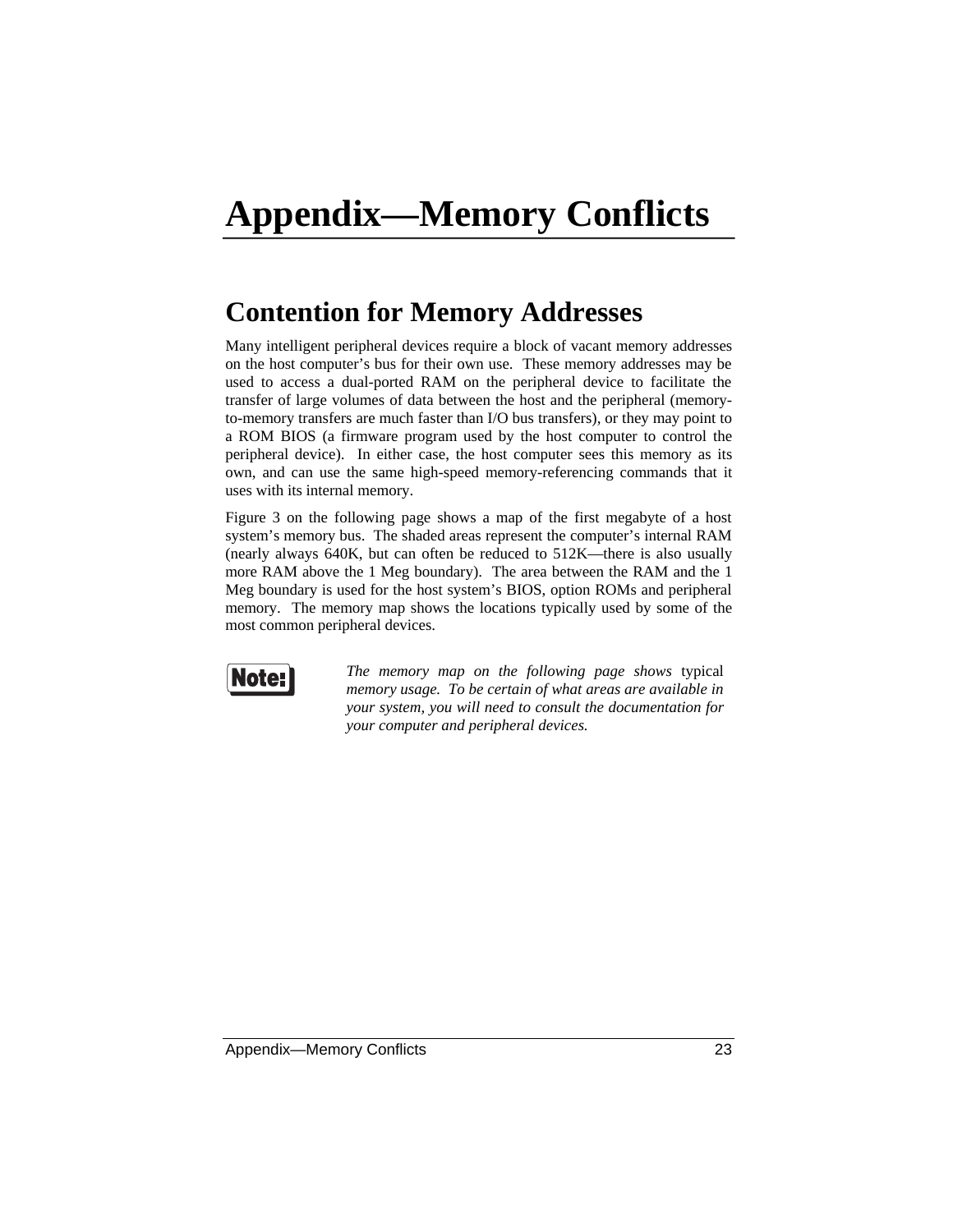# Appendix—Memory Conflicts

## Contention for Memory Addresses

Many intelligent peripheral devices require a block of vacant memory addresses on the host computer's bus for their own use. These memory addresses may be used to access a dual-ported RAM on the peripheral device to facilitate the transfer of large volumes of data between the host and the peripheral (memory-to-memory transfers are much faster than I/O bus transfers), or they may point to a ROM BIOS (a firmware program used by the host computer to control the peripheral device). In either case, the host computer sees this memory as its own, and can use the same high-speed memory-referencing commands that it uses with its internal memory.

Figure 3 on the following page shows a map of the first megabyte of a host system's memory bus. The shaded areas represent the computer's internal RAM (nearly always 640K, but can often be reduced to 512K—there is also usually more RAM above the 1 Meg boundary). The area between the RAM and the 1 Meg boundary is used for the host system's BIOS, option ROMs and peripheral memory. The memory map shows the locations typically used by some of the most common peripheral devices.

**Note:** *The memory map on the following page shows* typical *memory usage. To be certain of what areas are available in your system, you will need to consult the documentation for your computer and peripheral devices.*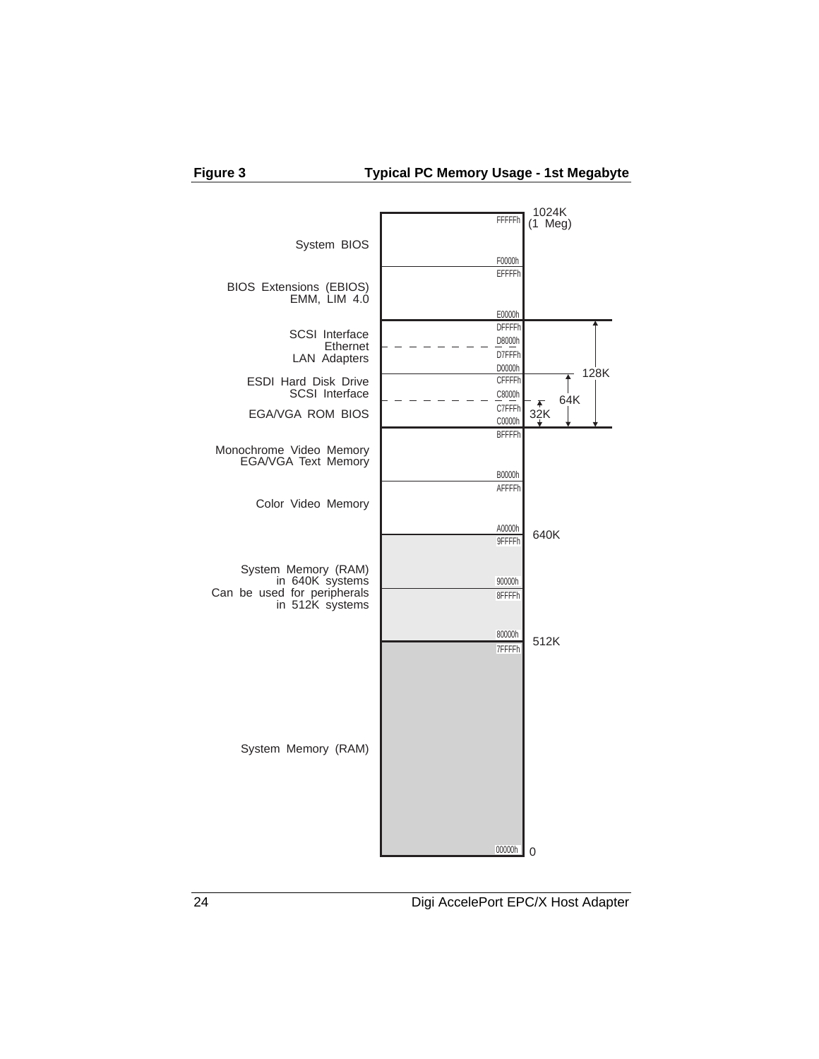**Figure 3** **Typical PC Memory Usage - 1st Megabyte**

| Usage | Address Range | Boundary |
|---|---|---|
| System BIOS | F0000h – FFFFFh | 1024K (1 Meg) |
| BIOS Extensions (EBIOS) EMM, LIM 4.0 | E0000h – EFFFFh | |
| SCSI Interface Ethernet LAN Adapters | D0000h – DFFFFh (D0000h – D7FFFh, D8000h – DFFFFh) | 128K |
| ESDI Hard Disk Drive SCSI Interface | C8000h – CFFFFh | 64K |
| EGA/VGA ROM BIOS | C0000h – C7FFFh | 32K |
| Monochrome Video Memory EGA/VGA Text Memory | B0000h – BFFFFh | |
| Color Video Memory | A0000h – AFFFFh | 640K |
| System Memory (RAM) in 640K systems Can be used for peripherals in 512K systems | 80000h – 9FFFFh (80000h – 8FFFFh, 90000h – 9FFFFh) | 512K |
| System Memory (RAM) | 00000h – 7FFFFh | 0 |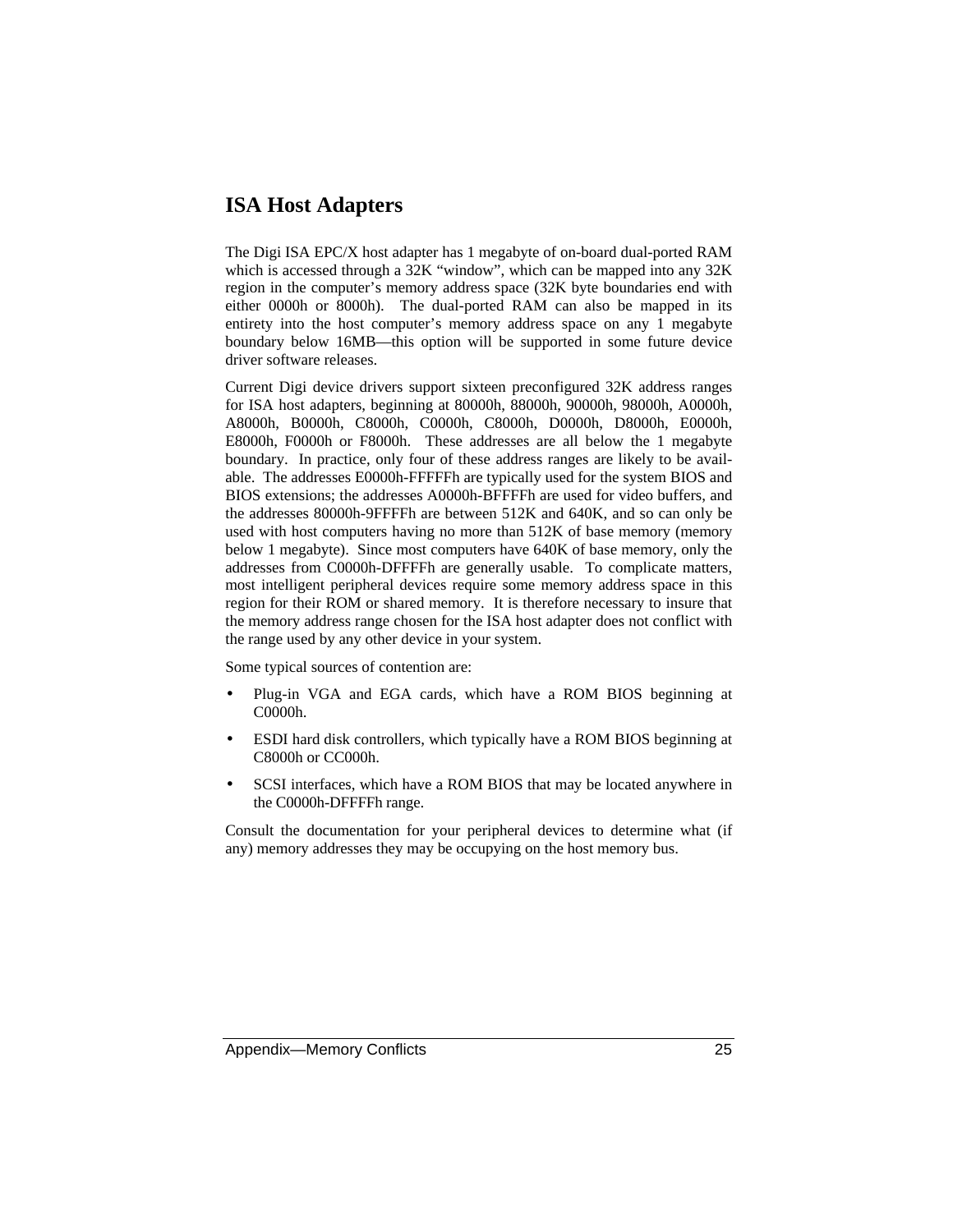## ISA Host Adapters

The Digi ISA EPC/X host adapter has 1 megabyte of on-board dual-ported RAM which is accessed through a 32K “window”, which can be mapped into any 32K region in the computer’s memory address space (32K byte boundaries end with either 0000h or 8000h). The dual-ported RAM can also be mapped in its entirety into the host computer’s memory address space on any 1 megabyte boundary below 16MB—this option will be supported in some future device driver software releases.

Current Digi device drivers support sixteen preconfigured 32K address ranges for ISA host adapters, beginning at 80000h, 88000h, 90000h, 98000h, A0000h, A8000h, B0000h, C8000h, C0000h, C8000h, D0000h, D8000h, E0000h, E8000h, F0000h or F8000h. These addresses are all below the 1 megabyte boundary. In practice, only four of these address ranges are likely to be available. The addresses E0000h-FFFFFh are typically used for the system BIOS and BIOS extensions; the addresses A0000h-BFFFFh are used for video buffers, and the addresses 80000h-9FFFFh are between 512K and 640K, and so can only be used with host computers having no more than 512K of base memory (memory below 1 megabyte). Since most computers have 640K of base memory, only the addresses from C0000h-DFFFFh are generally usable. To complicate matters, most intelligent peripheral devices require some memory address space in this region for their ROM or shared memory. It is therefore necessary to insure that the memory address range chosen for the ISA host adapter does not conflict with the range used by any other device in your system.

Some typical sources of contention are:

- Plug-in VGA and EGA cards, which have a ROM BIOS beginning at C0000h.
- ESDI hard disk controllers, which typically have a ROM BIOS beginning at C8000h or CC000h.
- SCSI interfaces, which have a ROM BIOS that may be located anywhere in the C0000h-DFFFFh range.

Consult the documentation for your peripheral devices to determine what (if any) memory addresses they may be occupying on the host memory bus.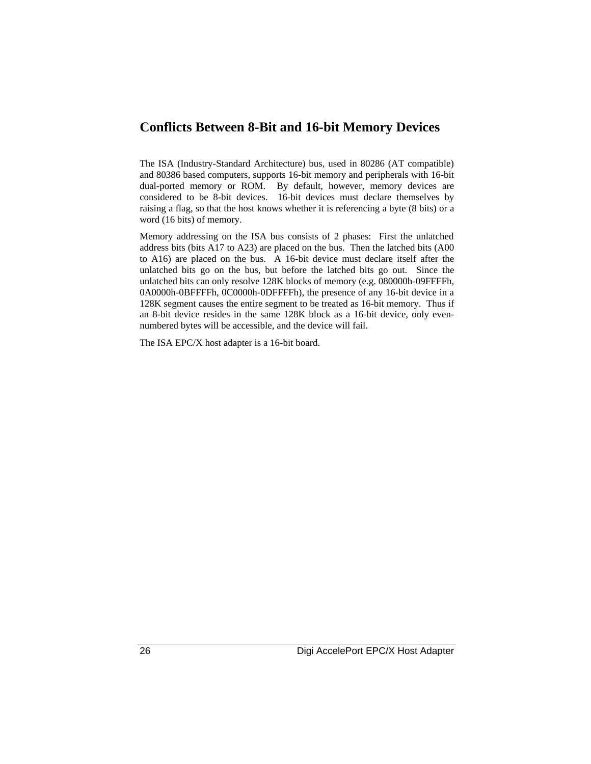## Conflicts Between 8-Bit and 16-bit Memory Devices

The ISA (Industry-Standard Architecture) bus, used in 80286 (AT compatible) and 80386 based computers, supports 16-bit memory and peripherals with 16-bit dual-ported memory or ROM. By default, however, memory devices are considered to be 8-bit devices. 16-bit devices must declare themselves by raising a flag, so that the host knows whether it is referencing a byte (8 bits) or a word (16 bits) of memory.

Memory addressing on the ISA bus consists of 2 phases: First the unlatched address bits (bits A17 to A23) are placed on the bus. Then the latched bits (A00 to A16) are placed on the bus. A 16-bit device must declare itself after the unlatched bits go on the bus, but before the latched bits go out. Since the unlatched bits can only resolve 128K blocks of memory (e.g. 080000h-09FFFFh, 0A0000h-0BFFFFh, 0C0000h-0DFFFFh), the presence of any 16-bit device in a 128K segment causes the entire segment to be treated as 16-bit memory. Thus if an 8-bit device resides in the same 128K block as a 16-bit device, only even-numbered bytes will be accessible, and the device will fail.

The ISA EPC/X host adapter is a 16-bit board.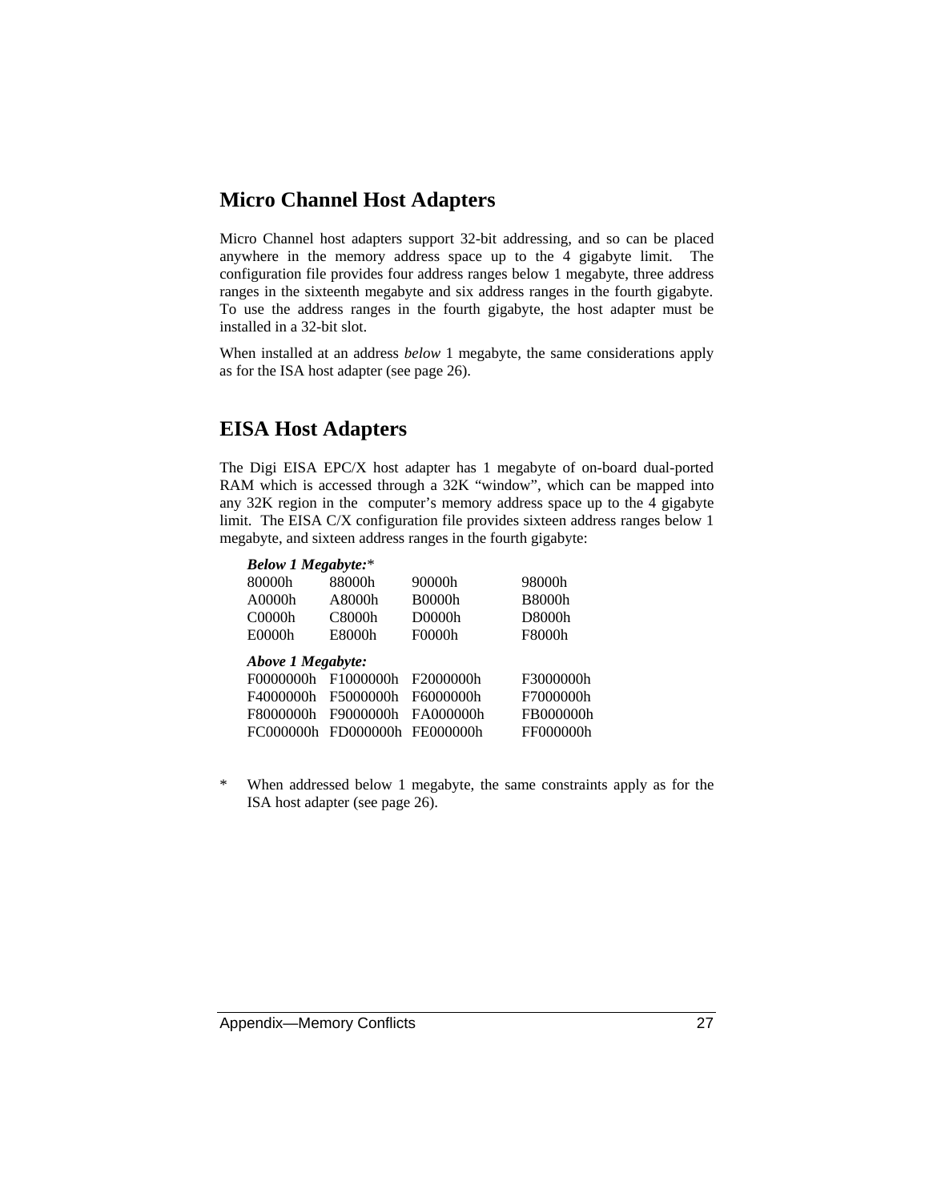## Micro Channel Host Adapters

Micro Channel host adapters support 32-bit addressing, and so can be placed anywhere in the memory address space up to the 4 gigabyte limit. The configuration file provides four address ranges below 1 megabyte, three address ranges in the sixteenth megabyte and six address ranges in the fourth gigabyte. To use the address ranges in the fourth gigabyte, the host adapter must be installed in a 32-bit slot.

When installed at an address *below* 1 megabyte, the same considerations apply as for the ISA host adapter (see page 26).

## EISA Host Adapters

The Digi EISA EPC/X host adapter has 1 megabyte of on-board dual-ported RAM which is accessed through a 32K "window", which can be mapped into any 32K region in the computer's memory address space up to the 4 gigabyte limit. The EISA C/X configuration file provides sixteen address ranges below 1 megabyte, and sixteen address ranges in the fourth gigabyte:

***Below 1 Megabyte:****

| | | | |
|---|---|---|---|
| 80000h | 88000h | 90000h | 98000h |
| A0000h | A8000h | B0000h | B8000h |
| C0000h | C8000h | D0000h | D8000h |
| E0000h | E8000h | F0000h | F8000h |

***Above 1 Megabyte:***

| | | | |
|---|---|---|---|
| F0000000h | F1000000h | F2000000h | F3000000h |
| F4000000h | F5000000h | F6000000h | F7000000h |
| F8000000h | F9000000h | FA000000h | FB000000h |
| FC000000h | FD000000h | FE000000h | FF000000h |

\* When addressed below 1 megabyte, the same constraints apply as for the ISA host adapter (see page 26).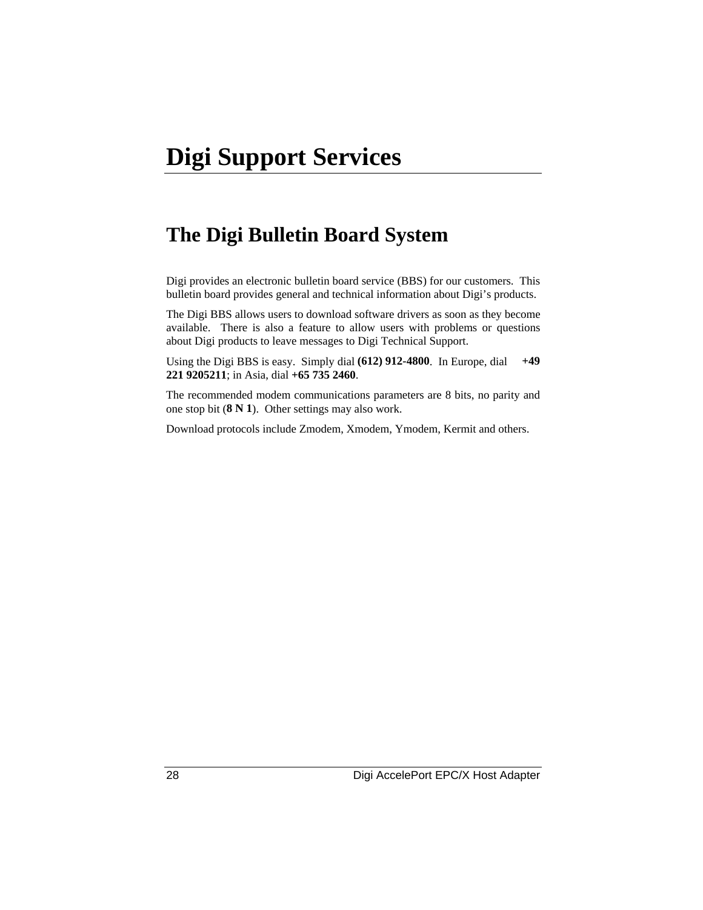# Digi Support Services

## The Digi Bulletin Board System

Digi provides an electronic bulletin board service (BBS) for our customers. This bulletin board provides general and technical information about Digi's products.

The Digi BBS allows users to download software drivers as soon as they become available. There is also a feature to allow users with problems or questions about Digi products to leave messages to Digi Technical Support.

Using the Digi BBS is easy. Simply dial **(612) 912-4800**. In Europe, dial **+49 221 9205211**; in Asia, dial **+65 735 2460**.

The recommended modem communications parameters are 8 bits, no parity and one stop bit (**8 N 1**). Other settings may also work.

Download protocols include Zmodem, Xmodem, Ymodem, Kermit and others.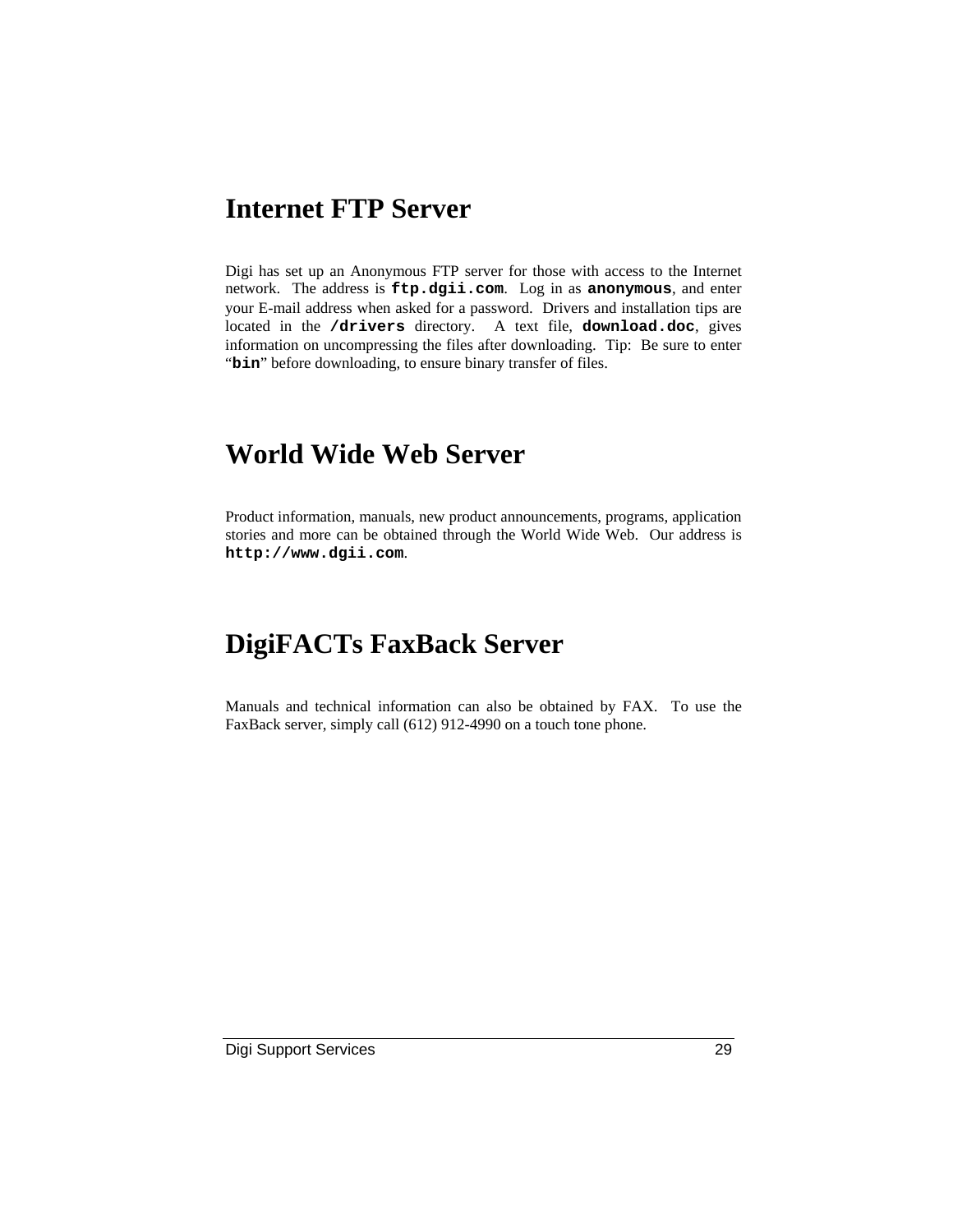# Internet FTP Server

Digi has set up an Anonymous FTP server for those with access to the Internet network. The address is **`ftp.dgii.com`**. Log in as **`anonymous`**, and enter your E-mail address when asked for a password. Drivers and installation tips are located in the **`/drivers`** directory. A text file, **`download.doc`**, gives information on uncompressing the files after downloading. Tip: Be sure to enter "**`bin`**" before downloading, to ensure binary transfer of files.

# World Wide Web Server

Product information, manuals, new product announcements, programs, application stories and more can be obtained through the World Wide Web. Our address is **`http://www.dgii.com`**.

# DigiFACTs FaxBack Server

Manuals and technical information can also be obtained by FAX. To use the FaxBack server, simply call (612) 912-4990 on a touch tone phone.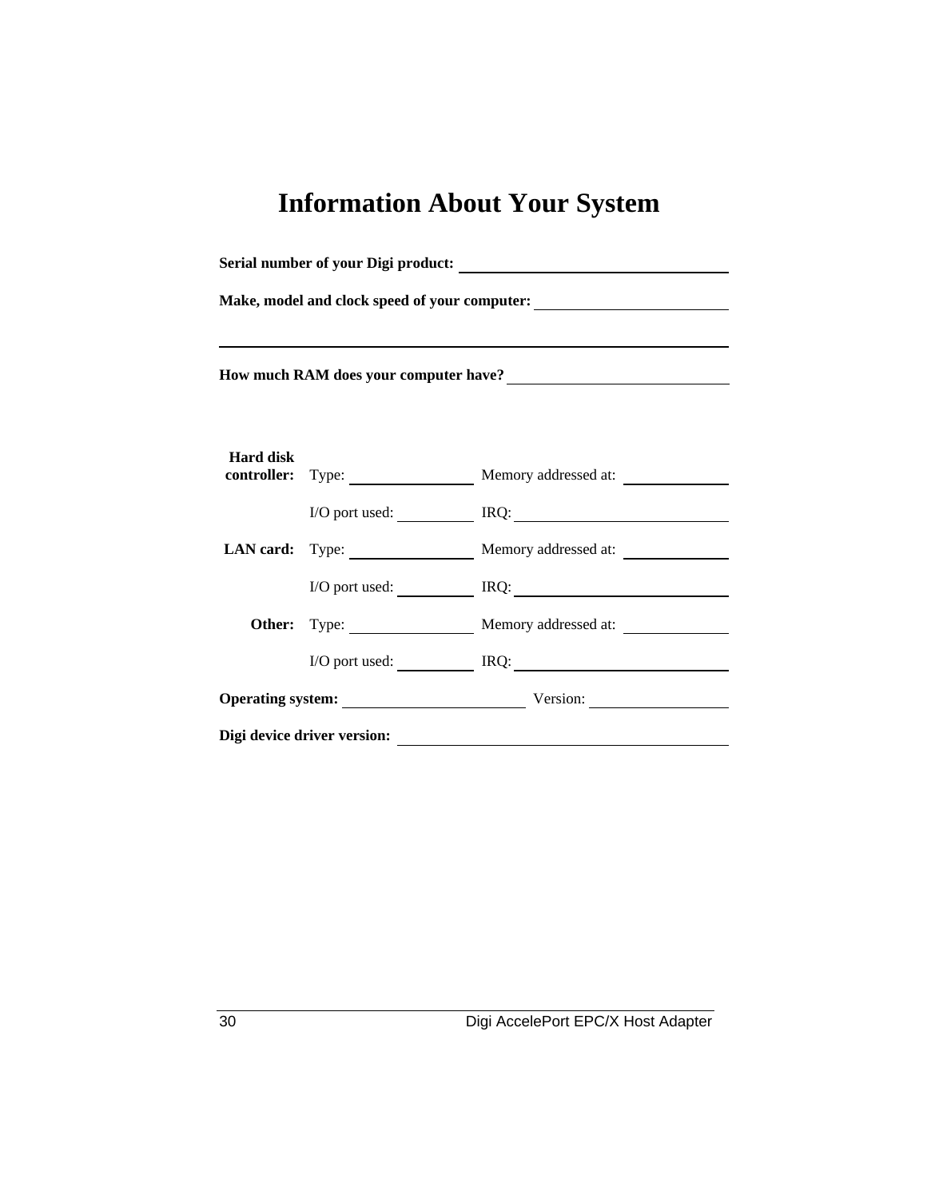# Information About Your System

**Serial number of your Digi product:** ______________________

**Make, model and clock speed of your computer:** ______________________

______________________________________________

**How much RAM does your computer have?** ______________________

| | | |
|---|---|---|
| **Hard disk controller:** | Type: __________ | Memory addressed at: __________ |
| | I/O port used: __________ | IRQ: __________ |
| **LAN card:** | Type: __________ | Memory addressed at: __________ |
| | I/O port used: __________ | IRQ: __________ |
| **Other:** | Type: __________ | Memory addressed at: __________ |
| | I/O port used: __________ | IRQ: __________ |

**Operating system:** ______________________ Version: ______________

**Digi device driver version:** ______________________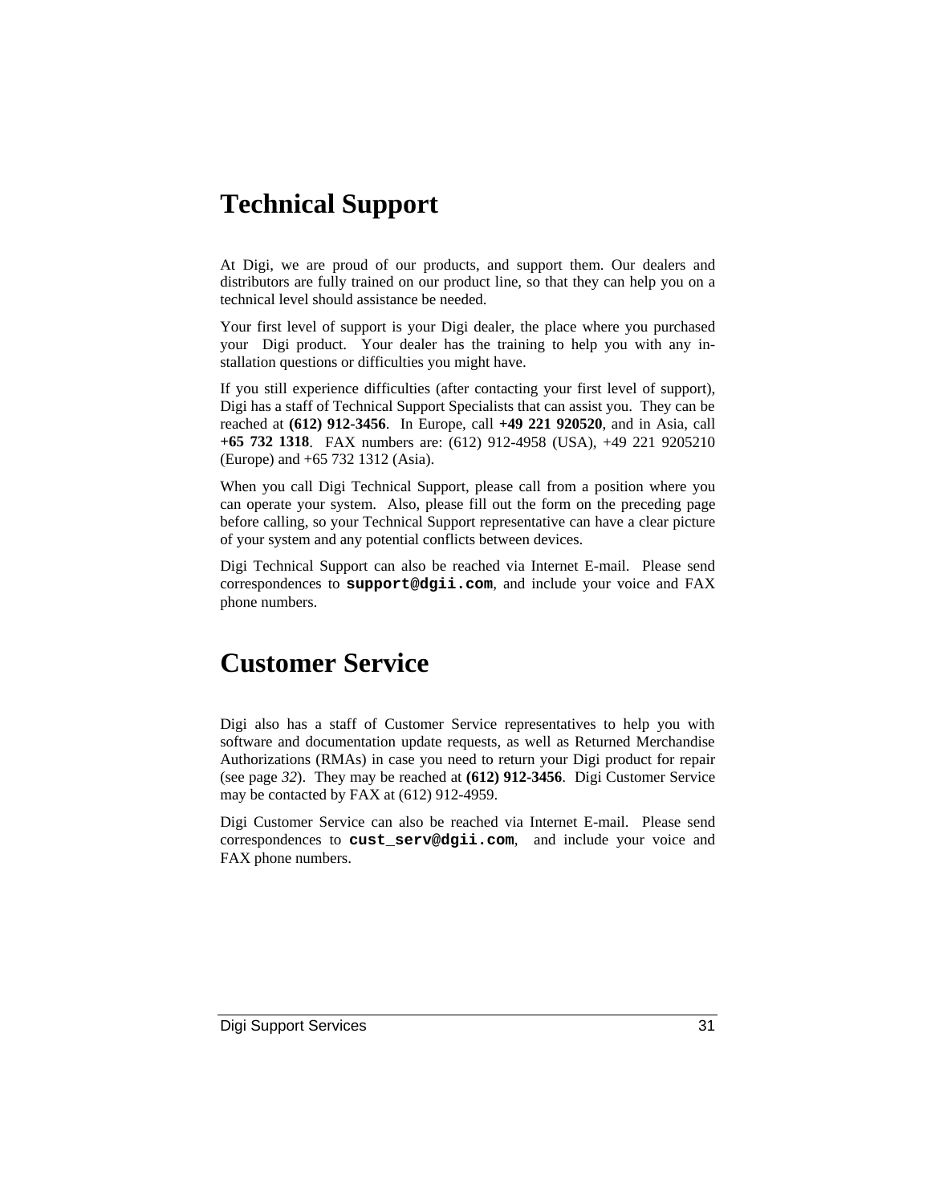# Technical Support

At Digi, we are proud of our products, and support them. Our dealers and distributors are fully trained on our product line, so that they can help you on a technical level should assistance be needed.

Your first level of support is your Digi dealer, the place where you purchased your Digi product. Your dealer has the training to help you with any installation questions or difficulties you might have.

If you still experience difficulties (after contacting your first level of support), Digi has a staff of Technical Support Specialists that can assist you. They can be reached at **(612) 912-3456**. In Europe, call **+49 221 920520**, and in Asia, call **+65 732 1318**. FAX numbers are: (612) 912-4958 (USA), +49 221 9205210 (Europe) and +65 732 1312 (Asia).

When you call Digi Technical Support, please call from a position where you can operate your system. Also, please fill out the form on the preceding page before calling, so your Technical Support representative can have a clear picture of your system and any potential conflicts between devices.

Digi Technical Support can also be reached via Internet E-mail. Please send correspondences to **`support@dgii.com`**, and include your voice and FAX phone numbers.

# Customer Service

Digi also has a staff of Customer Service representatives to help you with software and documentation update requests, as well as Returned Merchandise Authorizations (RMAs) in case you need to return your Digi product for repair (see page *32*). They may be reached at **(612) 912-3456**. Digi Customer Service may be contacted by FAX at (612) 912-4959.

Digi Customer Service can also be reached via Internet E-mail. Please send correspondences to **`cust_serv@dgii.com`**, and include your voice and FAX phone numbers.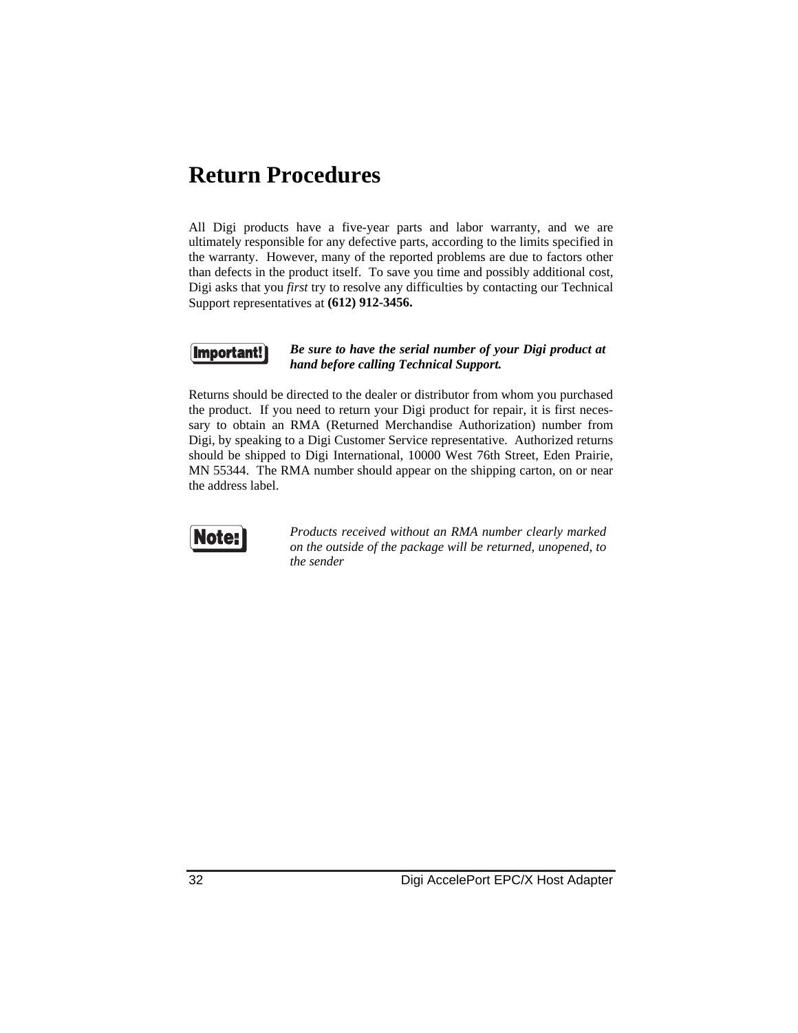# Return Procedures

All Digi products have a five-year parts and labor warranty, and we are ultimately responsible for any defective parts, according to the limits specified in the warranty. However, many of the reported problems are due to factors other than defects in the product itself. To save you time and possibly additional cost, Digi asks that you *first* try to resolve any difficulties by contacting our Technical Support representatives at **(612) 912-3456.**

**Important!** ***Be sure to have the serial number of your Digi product at hand before calling Technical Support.***

Returns should be directed to the dealer or distributor from whom you purchased the product. If you need to return your Digi product for repair, it is first necessary to obtain an RMA (Returned Merchandise Authorization) number from Digi, by speaking to a Digi Customer Service representative. Authorized returns should be shipped to Digi International, 10000 West 76th Street, Eden Prairie, MN 55344. The RMA number should appear on the shipping carton, on or near the address label.

**Note:** *Products received without an RMA number clearly marked on the outside of the package will be returned, unopened, to the sender*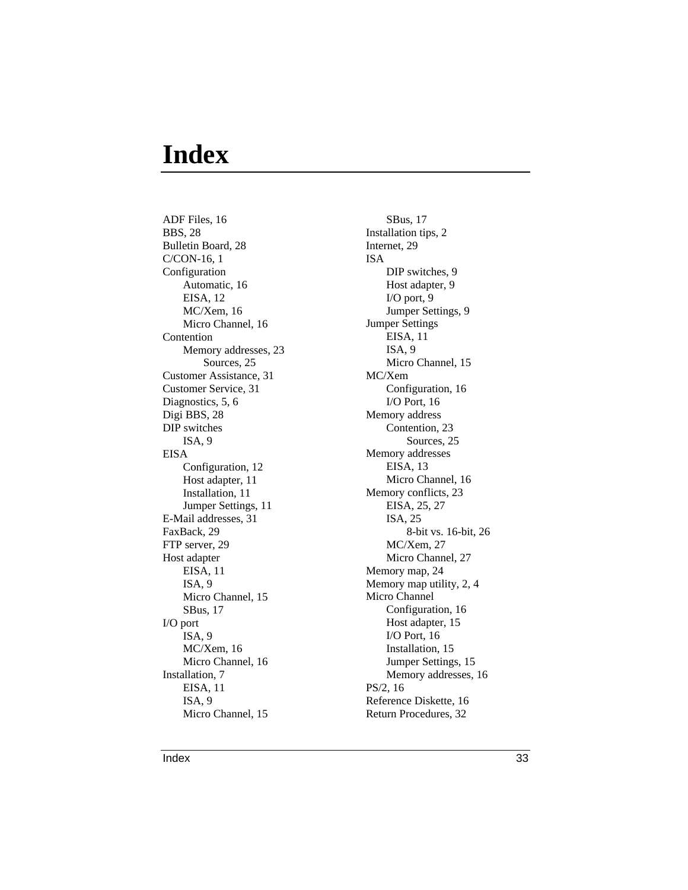# Index

ADF Files, 16
BBS, 28
Bulletin Board, 28
C/CON-16, 1
Configuration
  - Automatic, 16
  - EISA, 12
  - MC/Xem, 16
  - Micro Channel, 16

Contention
  - Memory addresses, 23
    - Sources, 25

Customer Assistance, 31
Customer Service, 31
Diagnostics, 5, 6
Digi BBS, 28
DIP switches
  - ISA, 9

EISA
  - Configuration, 12
  - Host adapter, 11
  - Installation, 11
  - Jumper Settings, 11

E-Mail addresses, 31
FaxBack, 29
FTP server, 29
Host adapter
  - EISA, 11
  - ISA, 9
  - Micro Channel, 15
  - SBus, 17

I/O port
  - ISA, 9
  - MC/Xem, 16
  - Micro Channel, 16

Installation, 7
  - EISA, 11
  - ISA, 9
  - Micro Channel, 15
  - SBus, 17

Installation tips, 2
Internet, 29
ISA
  - DIP switches, 9
  - Host adapter, 9
  - I/O port, 9
  - Jumper Settings, 9

Jumper Settings
  - EISA, 11
  - ISA, 9
  - Micro Channel, 15

MC/Xem
  - Configuration, 16
  - I/O Port, 16

Memory address
  - Contention, 23
    - Sources, 25

Memory addresses
  - EISA, 13
  - Micro Channel, 16

Memory conflicts, 23
  - EISA, 25, 27
  - ISA, 25
    - 8-bit vs. 16-bit, 26
  - MC/Xem, 27
  - Micro Channel, 27

Memory map, 24
Memory map utility, 2, 4
Micro Channel
  - Configuration, 16
  - Host adapter, 15
  - I/O Port, 16
  - Installation, 15
  - Jumper Settings, 15
  - Memory addresses, 16

PS/2, 16
Reference Diskette, 16
Return Procedures, 32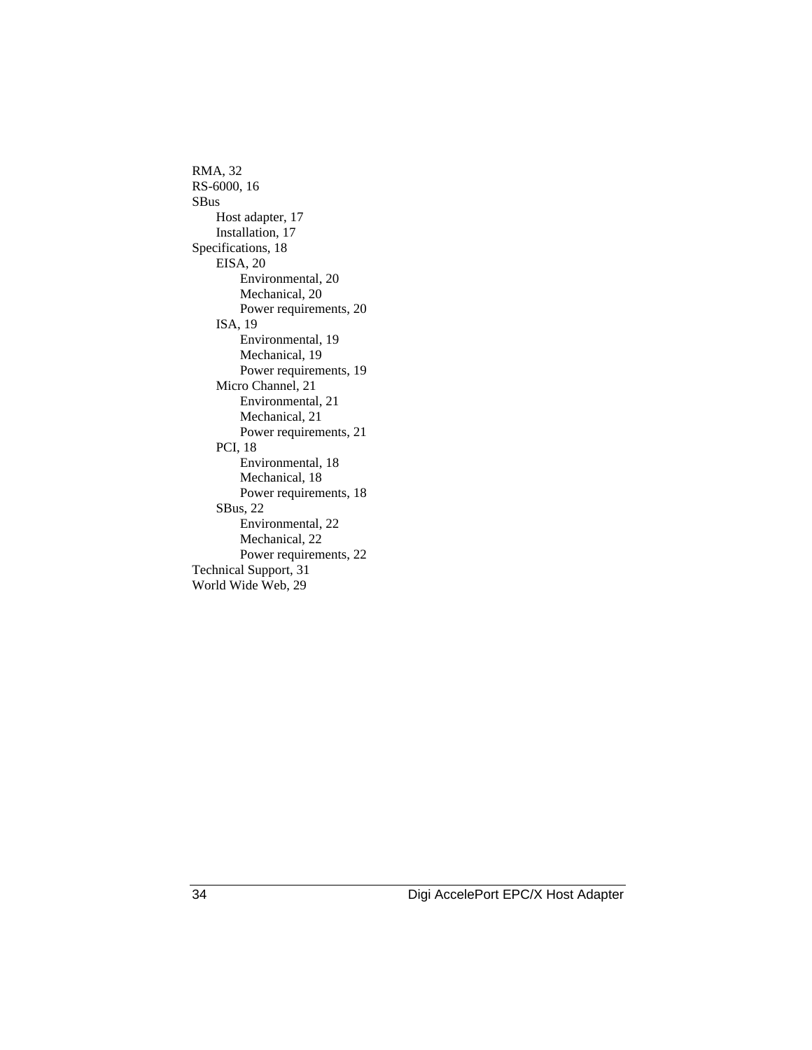RMA, 32
RS-6000, 16
SBus
- Host adapter, 17
- Installation, 17

Specifications, 18
- EISA, 20
  - Environmental, 20
  - Mechanical, 20
  - Power requirements, 20
- ISA, 19
  - Environmental, 19
  - Mechanical, 19
  - Power requirements, 19
- Micro Channel, 21
  - Environmental, 21
  - Mechanical, 21
  - Power requirements, 21
- PCI, 18
  - Environmental, 18
  - Mechanical, 18
  - Power requirements, 18
- SBus, 22
  - Environmental, 22
  - Mechanical, 22
  - Power requirements, 22

Technical Support, 31
World Wide Web, 29